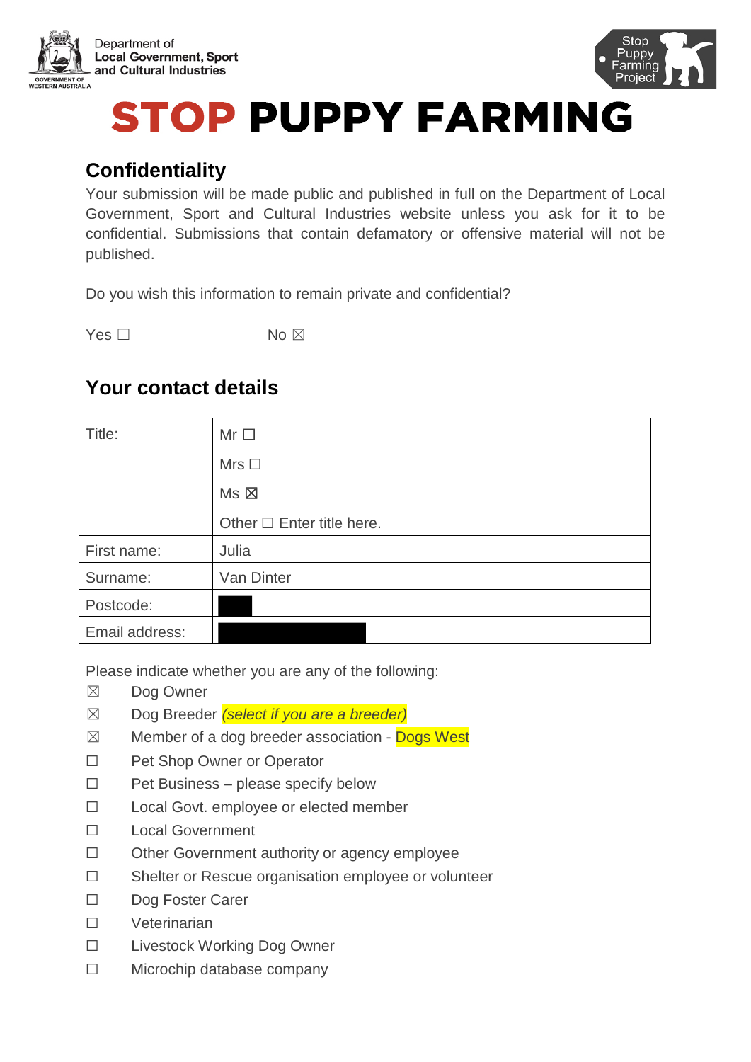Department of
**Local Government, Sport and Cultural Industries**

Stop Puppy Farming Project

# STOP PUPPY FARMING

## Confidentiality

Your submission will be made public and published in full on the Department of Local Government, Sport and Cultural Industries website unless you ask for it to be confidential. Submissions that contain defamatory or offensive material will not be published.

Do you wish this information to remain private and confidential?

Yes ☐ No ☒

## Your contact details

| Title: | Mr ☐<br>Mrs ☐<br>Ms ☒<br>Other ☐ Enter title here. |
|---|---|
| First name: | Julia |
| Surname: | Van Dinter |
| Postcode: | |
| Email address: | |

Please indicate whether you are any of the following:

- ☒ Dog Owner
- ☒ Dog Breeder *(select if you are a breeder)*
- ☒ Member of a dog breeder association - Dogs West
- ☐ Pet Shop Owner or Operator
- ☐ Pet Business – please specify below
- ☐ Local Govt. employee or elected member
- ☐ Local Government
- ☐ Other Government authority or agency employee
- ☐ Shelter or Rescue organisation employee or volunteer
- ☐ Dog Foster Carer
- ☐ Veterinarian
- ☐ Livestock Working Dog Owner
- ☐ Microchip database company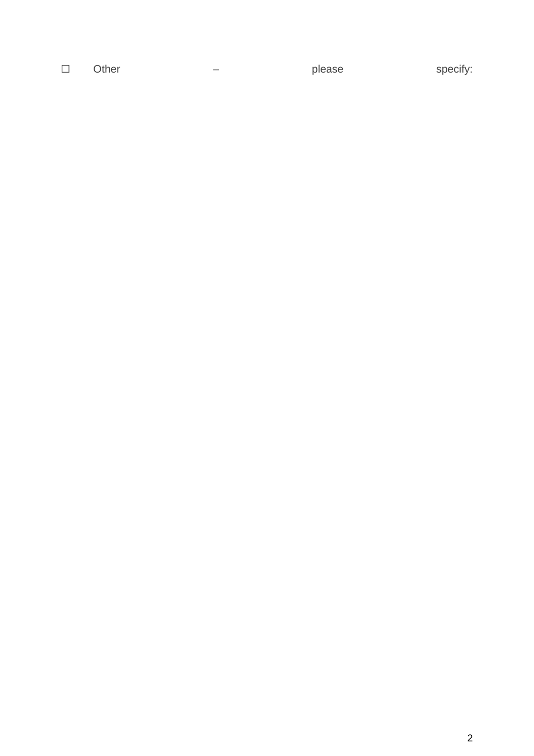☐ Other – please specify: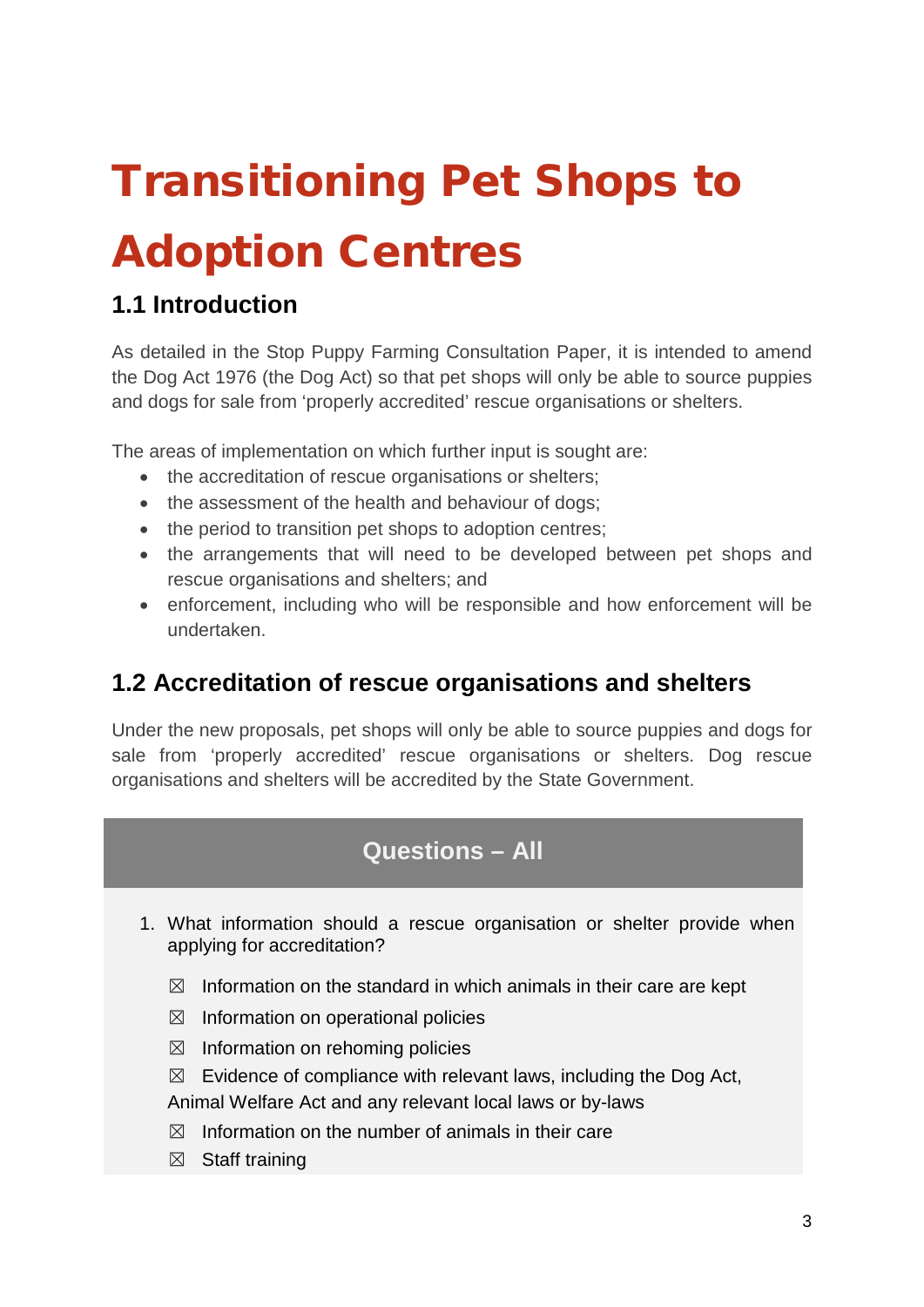# Transitioning Pet Shops to Adoption Centres

## 1.1 Introduction

As detailed in the Stop Puppy Farming Consultation Paper, it is intended to amend the Dog Act 1976 (the Dog Act) so that pet shops will only be able to source puppies and dogs for sale from 'properly accredited' rescue organisations or shelters.

The areas of implementation on which further input is sought are:

- the accreditation of rescue organisations or shelters;
- the assessment of the health and behaviour of dogs;
- the period to transition pet shops to adoption centres;
- the arrangements that will need to be developed between pet shops and rescue organisations and shelters; and
- enforcement, including who will be responsible and how enforcement will be undertaken.

## 1.2 Accreditation of rescue organisations and shelters

Under the new proposals, pet shops will only be able to source puppies and dogs for sale from 'properly accredited' rescue organisations or shelters. Dog rescue organisations and shelters will be accredited by the State Government.

### Questions – All

1. What information should a rescue organisation or shelter provide when applying for accreditation?

   ☒ Information on the standard in which animals in their care are kept

   ☒ Information on operational policies

   ☒ Information on rehoming policies

   ☒ Evidence of compliance with relevant laws, including the Dog Act, Animal Welfare Act and any relevant local laws or by-laws

   ☒ Information on the number of animals in their care

   ☒ Staff training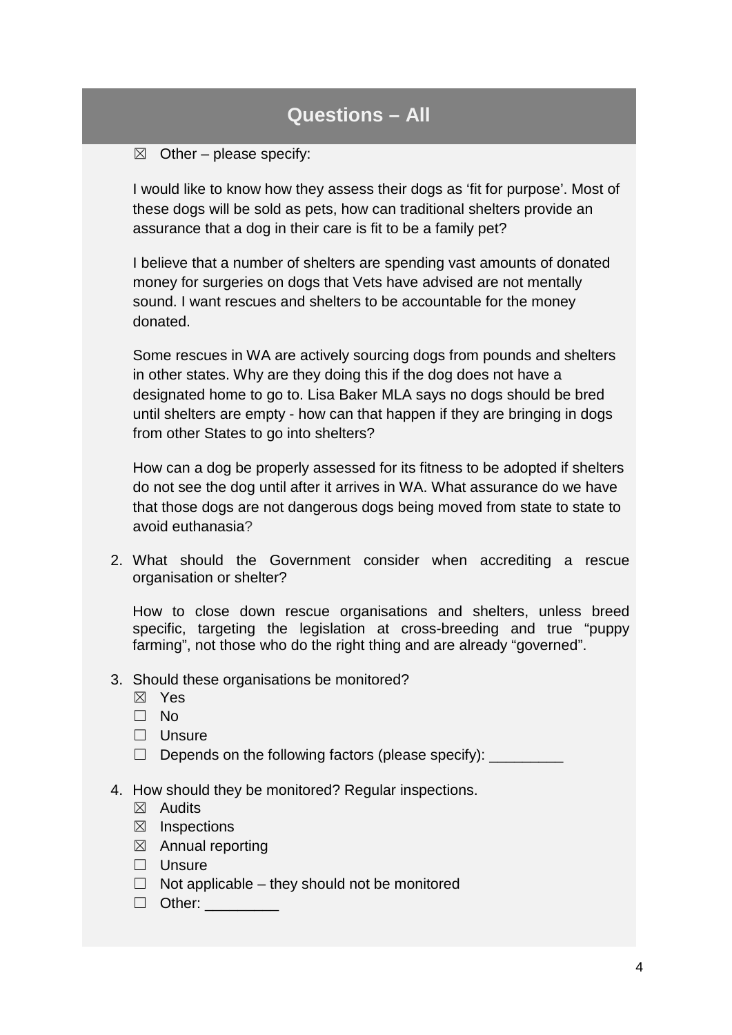## Questions – All

☒ Other – please specify:

I would like to know how they assess their dogs as ‘fit for purpose’. Most of these dogs will be sold as pets, how can traditional shelters provide an assurance that a dog in their care is fit to be a family pet?

I believe that a number of shelters are spending vast amounts of donated money for surgeries on dogs that Vets have advised are not mentally sound. I want rescues and shelters to be accountable for the money donated.

Some rescues in WA are actively sourcing dogs from pounds and shelters in other states. Why are they doing this if the dog does not have a designated home to go to. Lisa Baker MLA says no dogs should be bred until shelters are empty - how can that happen if they are bringing in dogs from other States to go into shelters?

How can a dog be properly assessed for its fitness to be adopted if shelters do not see the dog until after it arrives in WA. What assurance do we have that those dogs are not dangerous dogs being moved from state to state to avoid euthanasia?

2. What should the Government consider when accrediting a rescue organisation or shelter?

   How to close down rescue organisations and shelters, unless breed specific, targeting the legislation at cross-breeding and true “puppy farming”, not those who do the right thing and are already “governed”.

3. Should these organisations be monitored?
   - ☒ Yes
   - ☐ No
   - ☐ Unsure
   - ☐ Depends on the following factors (please specify): _________

4. How should they be monitored? Regular inspections.
   - ☒ Audits
   - ☒ Inspections
   - ☒ Annual reporting
   - ☐ Unsure
   - ☐ Not applicable – they should not be monitored
   - ☐ Other: _________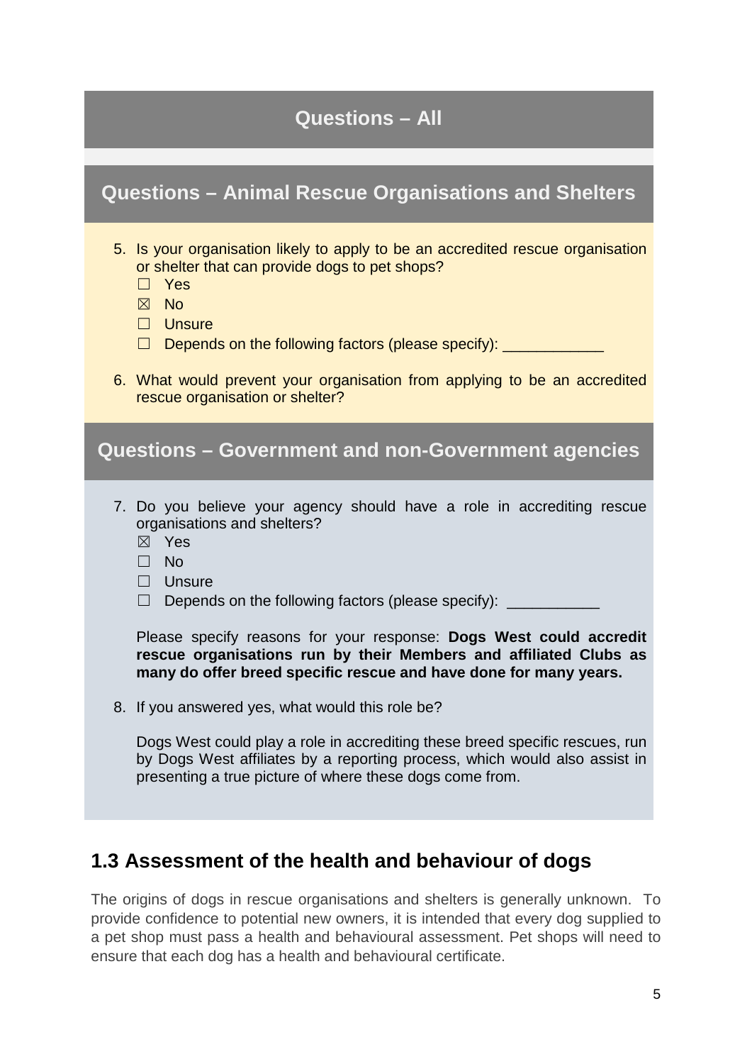## Questions – All

## Questions – Animal Rescue Organisations and Shelters

5. Is your organisation likely to apply to be an accredited rescue organisation or shelter that can provide dogs to pet shops?
   - ☐ Yes
   - ☒ No
   - ☐ Unsure
   - ☐ Depends on the following factors (please specify): ____________

6. What would prevent your organisation from applying to be an accredited rescue organisation or shelter?

## Questions – Government and non-Government agencies

7. Do you believe your agency should have a role in accrediting rescue organisations and shelters?
   - ☒ Yes
   - ☐ No
   - ☐ Unsure
   - ☐ Depends on the following factors (please specify): ___________

   Please specify reasons for your response: **Dogs West could accredit rescue organisations run by their Members and affiliated Clubs as many do offer breed specific rescue and have done for many years.**

8. If you answered yes, what would this role be?

   Dogs West could play a role in accrediting these breed specific rescues, run by Dogs West affiliates by a reporting process, which would also assist in presenting a true picture of where these dogs come from.

## 1.3 Assessment of the health and behaviour of dogs

The origins of dogs in rescue organisations and shelters is generally unknown. To provide confidence to potential new owners, it is intended that every dog supplied to a pet shop must pass a health and behavioural assessment. Pet shops will need to ensure that each dog has a health and behavioural certificate.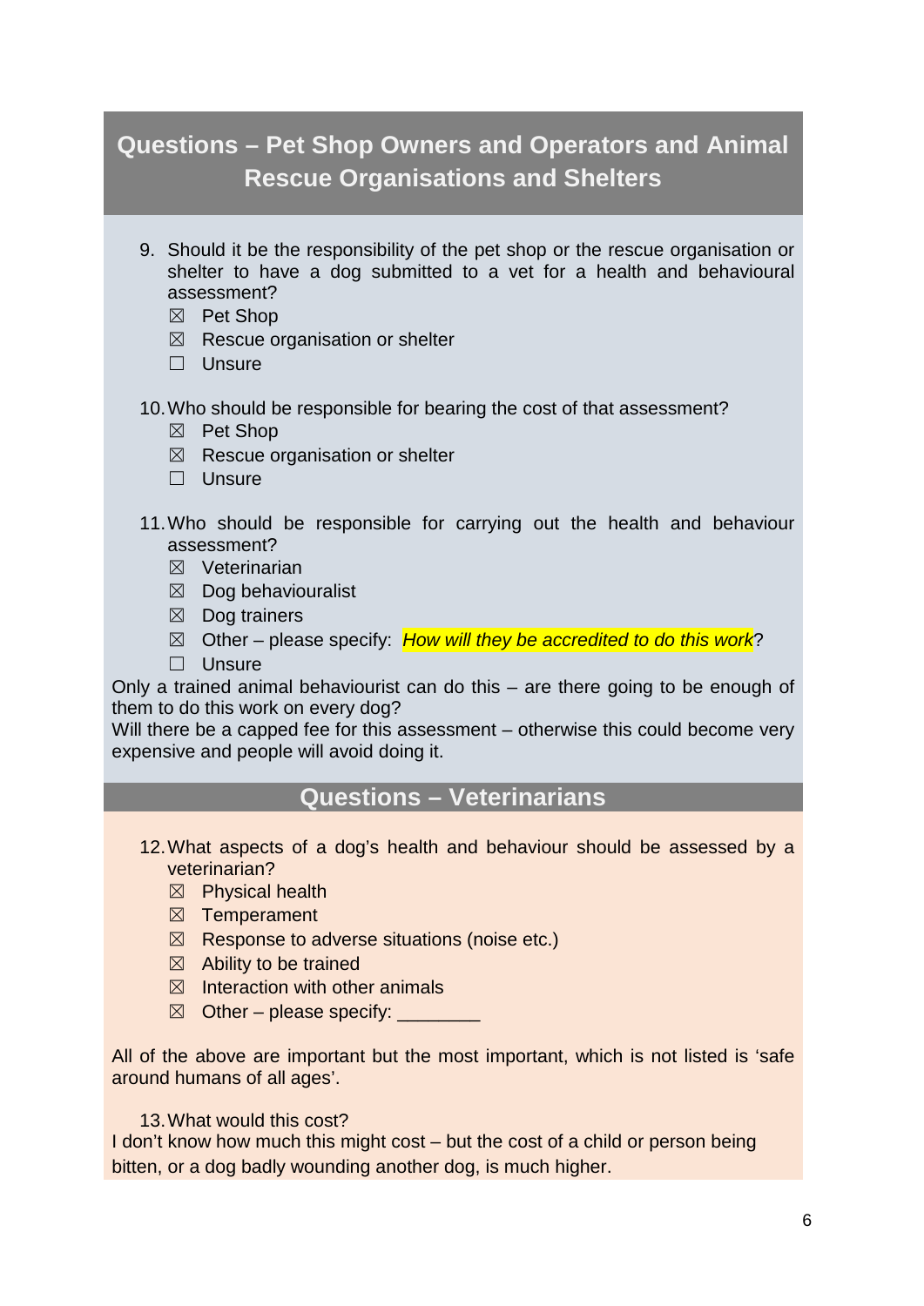## Questions – Pet Shop Owners and Operators and Animal Rescue Organisations and Shelters

9. Should it be the responsibility of the pet shop or the rescue organisation or shelter to have a dog submitted to a vet for a health and behavioural assessment?
   - ☒ Pet Shop
   - ☒ Rescue organisation or shelter
   - ☐ Unsure

10. Who should be responsible for bearing the cost of that assessment?
    - ☒ Pet Shop
    - ☒ Rescue organisation or shelter
    - ☐ Unsure

11. Who should be responsible for carrying out the health and behaviour assessment?
    - ☒ Veterinarian
    - ☒ Dog behaviouralist
    - ☒ Dog trainers
    - ☒ Other – please specify: *How will they be accredited to do this work*?
    - ☐ Unsure

Only a trained animal behaviourist can do this – are there going to be enough of them to do this work on every dog?
Will there be a capped fee for this assessment – otherwise this could become very expensive and people will avoid doing it.

## Questions – Veterinarians

12. What aspects of a dog's health and behaviour should be assessed by a veterinarian?
    - ☒ Physical health
    - ☒ Temperament
    - ☒ Response to adverse situations (noise etc.)
    - ☒ Ability to be trained
    - ☒ Interaction with other animals
    - ☒ Other – please specify: ________

All of the above are important but the most important, which is not listed is 'safe around humans of all ages'.

13. What would this cost?

I don't know how much this might cost – but the cost of a child or person being bitten, or a dog badly wounding another dog, is much higher.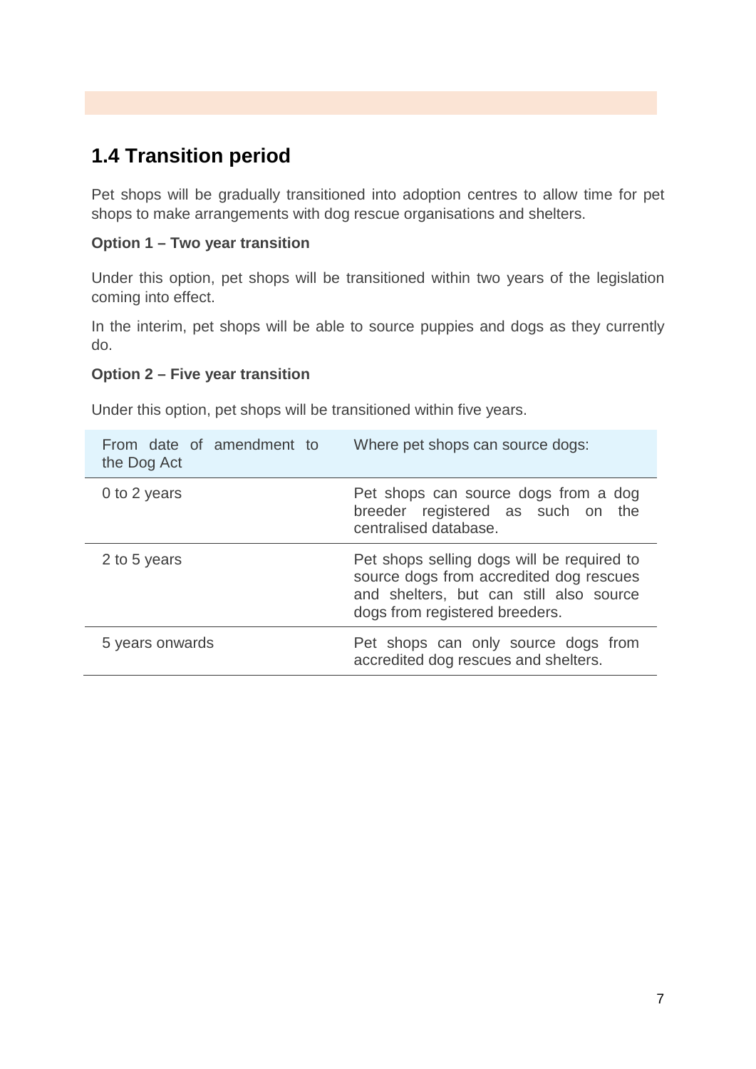## 1.4 Transition period

Pet shops will be gradually transitioned into adoption centres to allow time for pet shops to make arrangements with dog rescue organisations and shelters.

**Option 1 – Two year transition**

Under this option, pet shops will be transitioned within two years of the legislation coming into effect.

In the interim, pet shops will be able to source puppies and dogs as they currently do.

**Option 2 – Five year transition**

Under this option, pet shops will be transitioned within five years.

| From date of amendment to the Dog Act | Where pet shops can source dogs: |
|---|---|
| 0 to 2 years | Pet shops can source dogs from a dog breeder registered as such on the centralised database. |
| 2 to 5 years | Pet shops selling dogs will be required to source dogs from accredited dog rescues and shelters, but can still also source dogs from registered breeders. |
| 5 years onwards | Pet shops can only source dogs from accredited dog rescues and shelters. |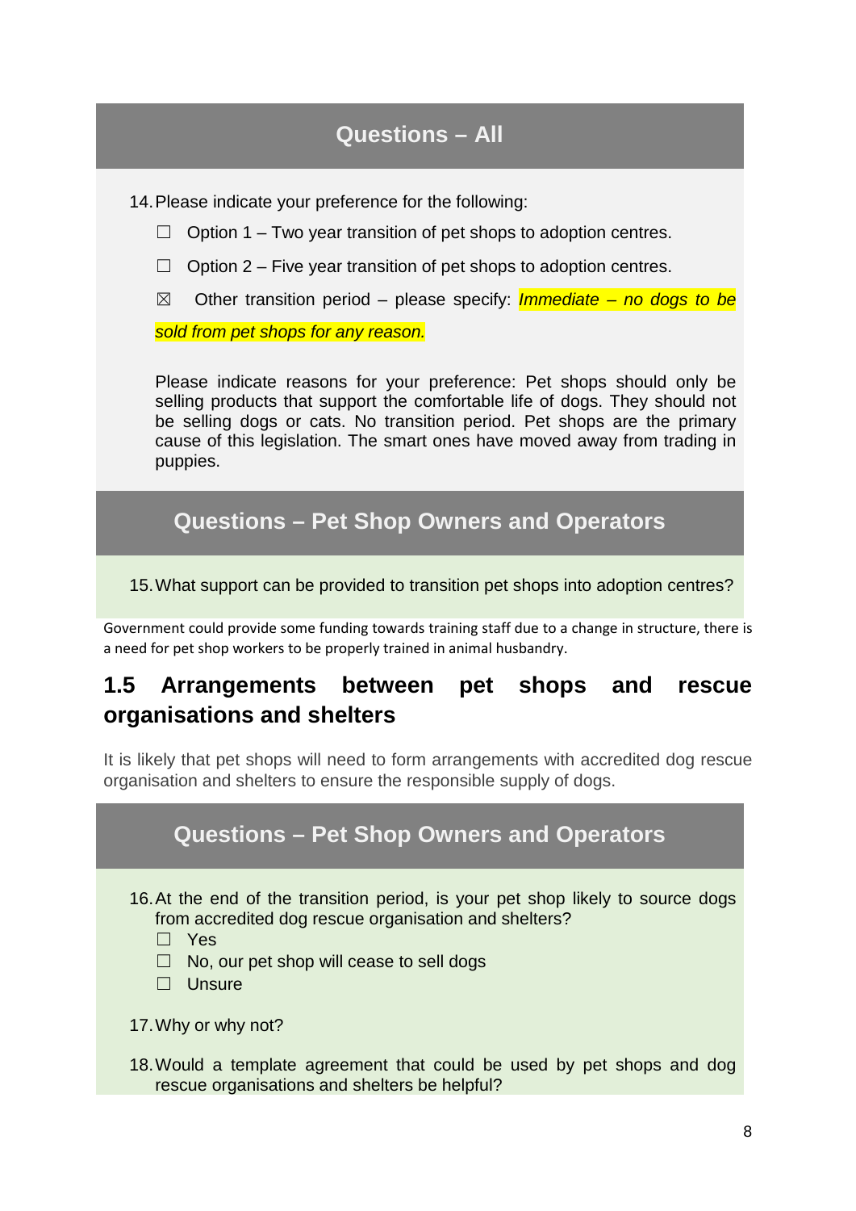## Questions – All

14. Please indicate your preference for the following:

    ☐ Option 1 – Two year transition of pet shops to adoption centres.

    ☐ Option 2 – Five year transition of pet shops to adoption centres.

    ☒ Other transition period – please specify: *Immediate – no dogs to be sold from pet shops for any reason.*

    Please indicate reasons for your preference: Pet shops should only be selling products that support the comfortable life of dogs. They should not be selling dogs or cats. No transition period. Pet shops are the primary cause of this legislation. The smart ones have moved away from trading in puppies.

## Questions – Pet Shop Owners and Operators

15. What support can be provided to transition pet shops into adoption centres?

Government could provide some funding towards training staff due to a change in structure, there is a need for pet shop workers to be properly trained in animal husbandry.

## 1.5 Arrangements between pet shops and rescue organisations and shelters

It is likely that pet shops will need to form arrangements with accredited dog rescue organisation and shelters to ensure the responsible supply of dogs.

## Questions – Pet Shop Owners and Operators

16. At the end of the transition period, is your pet shop likely to source dogs from accredited dog rescue organisation and shelters?

    ☐ Yes

    ☐ No, our pet shop will cease to sell dogs

    ☐ Unsure

17. Why or why not?

18. Would a template agreement that could be used by pet shops and dog rescue organisations and shelters be helpful?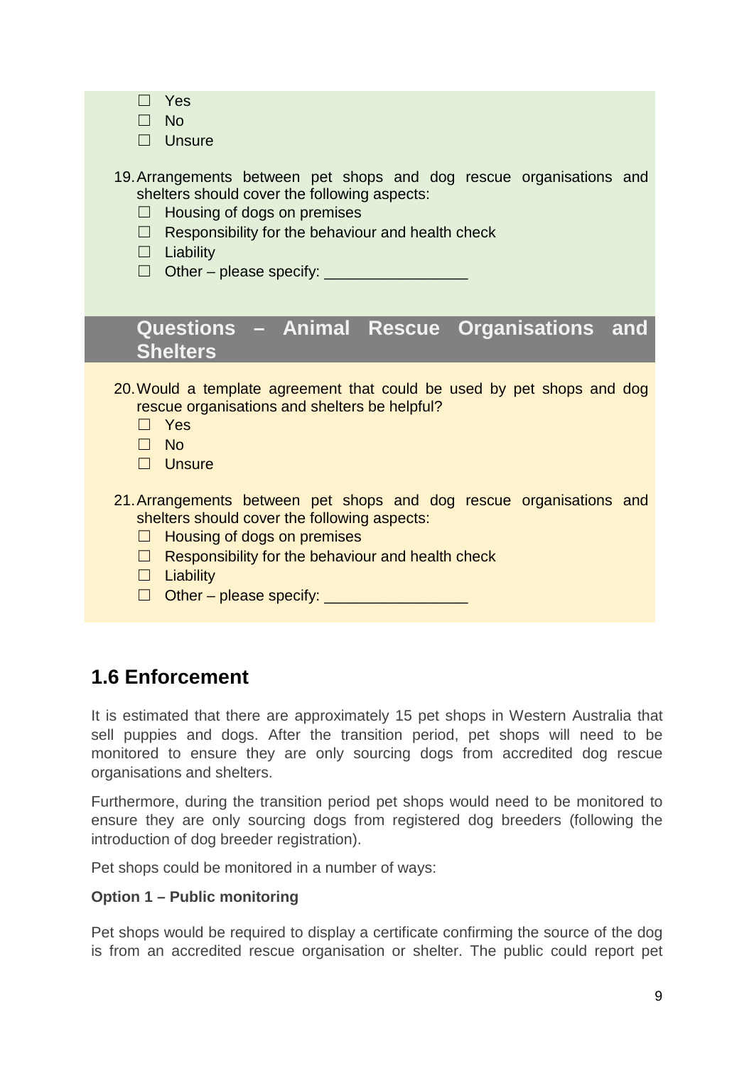- ☐ Yes
- ☐ No
- ☐ Unsure

19. Arrangements between pet shops and dog rescue organisations and shelters should cover the following aspects:
    - ☐ Housing of dogs on premises
    - ☐ Responsibility for the behaviour and health check
    - ☐ Liability
    - ☐ Other – please specify: _________________

### Questions – Animal Rescue Organisations and Shelters

20. Would a template agreement that could be used by pet shops and dog rescue organisations and shelters be helpful?
    - ☐ Yes
    - ☐ No
    - ☐ Unsure

21. Arrangements between pet shops and dog rescue organisations and shelters should cover the following aspects:
    - ☐ Housing of dogs on premises
    - ☐ Responsibility for the behaviour and health check
    - ☐ Liability
    - ☐ Other – please specify: _________________

## 1.6 Enforcement

It is estimated that there are approximately 15 pet shops in Western Australia that sell puppies and dogs. After the transition period, pet shops will need to be monitored to ensure they are only sourcing dogs from accredited dog rescue organisations and shelters.

Furthermore, during the transition period pet shops would need to be monitored to ensure they are only sourcing dogs from registered dog breeders (following the introduction of dog breeder registration).

Pet shops could be monitored in a number of ways:

**Option 1 – Public monitoring**

Pet shops would be required to display a certificate confirming the source of the dog is from an accredited rescue organisation or shelter. The public could report pet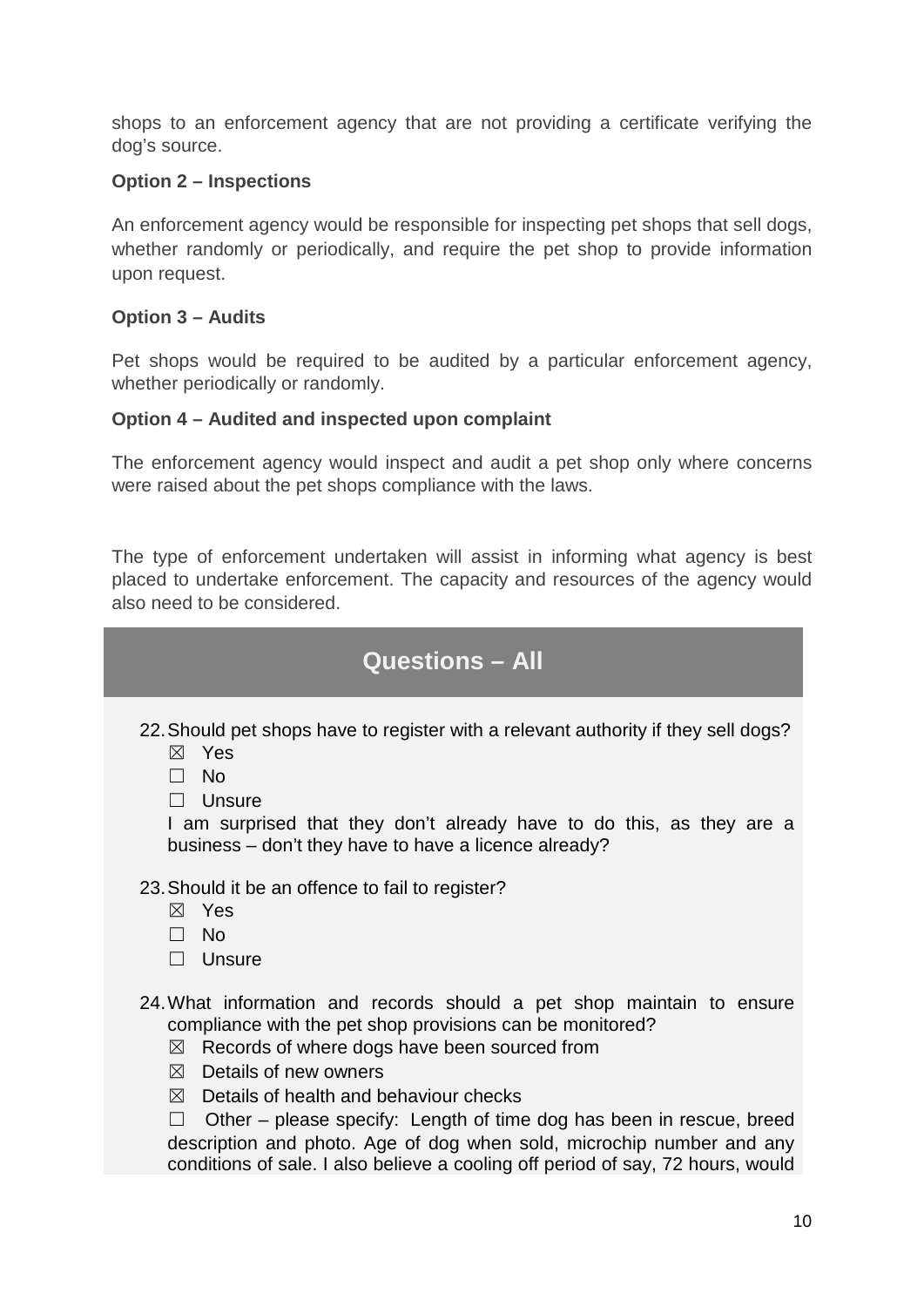shops to an enforcement agency that are not providing a certificate verifying the dog's source.

**Option 2 – Inspections**

An enforcement agency would be responsible for inspecting pet shops that sell dogs, whether randomly or periodically, and require the pet shop to provide information upon request.

**Option 3 – Audits**

Pet shops would be required to be audited by a particular enforcement agency, whether periodically or randomly.

**Option 4 – Audited and inspected upon complaint**

The enforcement agency would inspect and audit a pet shop only where concerns were raised about the pet shops compliance with the laws.

The type of enforcement undertaken will assist in informing what agency is best placed to undertake enforcement. The capacity and resources of the agency would also need to be considered.

## Questions – All

22. Should pet shops have to register with a relevant authority if they sell dogs?
    - ☒ Yes
    - ☐ No
    - ☐ Unsure

    I am surprised that they don't already have to do this, as they are a business – don't they have to have a licence already?

23. Should it be an offence to fail to register?
    - ☒ Yes
    - ☐ No
    - ☐ Unsure

24. What information and records should a pet shop maintain to ensure compliance with the pet shop provisions can be monitored?
    - ☒ Records of where dogs have been sourced from
    - ☒ Details of new owners
    - ☒ Details of health and behaviour checks
    - ☐ Other – please specify: Length of time dog has been in rescue, breed description and photo. Age of dog when sold, microchip number and any conditions of sale. I also believe a cooling off period of say, 72 hours, would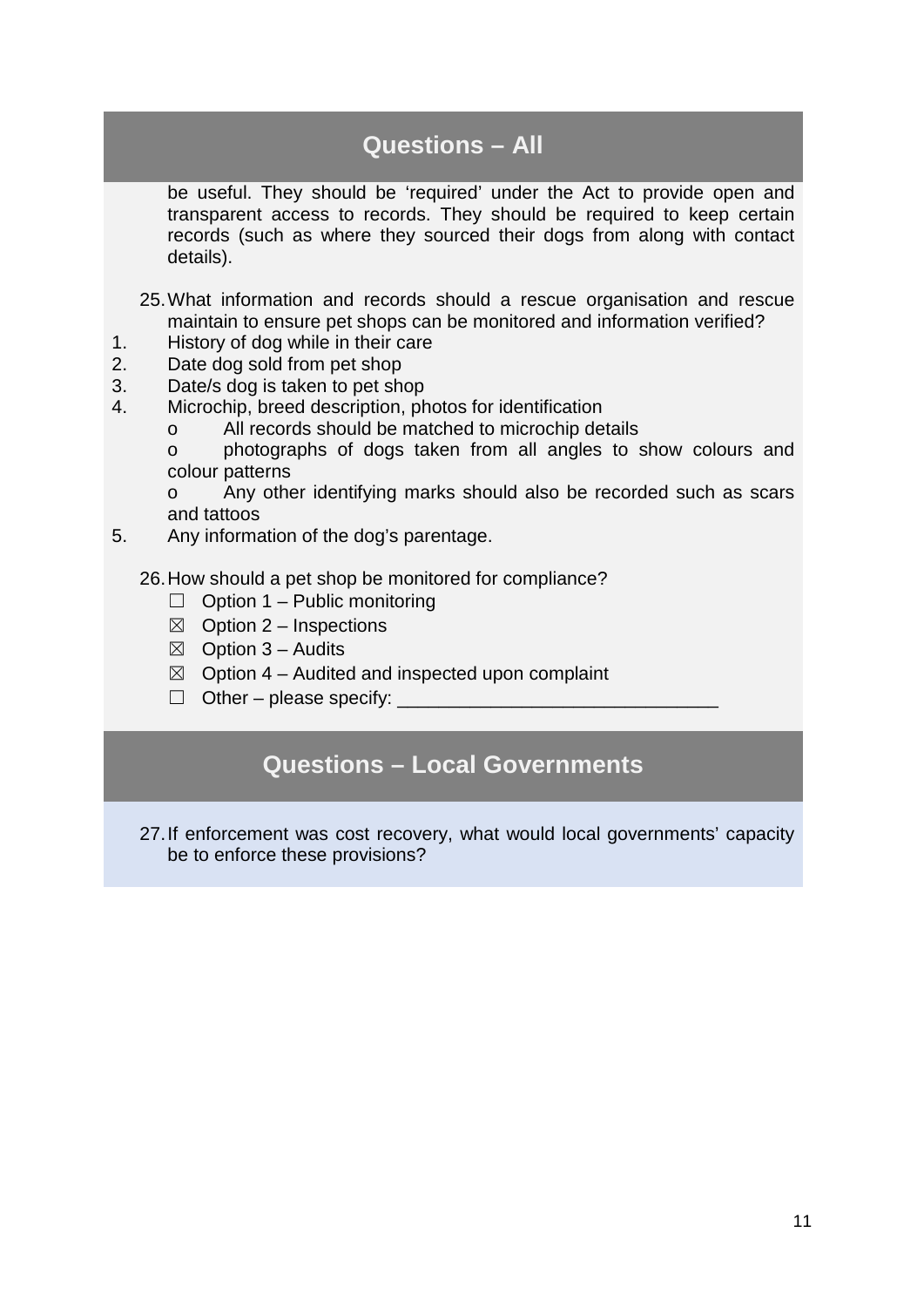## Questions – All

be useful. They should be 'required' under the Act to provide open and transparent access to records. They should be required to keep certain records (such as where they sourced their dogs from along with contact details).

25. What information and records should a rescue organisation and rescue maintain to ensure pet shops can be monitored and information verified?

1. History of dog while in their care
2. Date dog sold from pet shop
3. Date/s dog is taken to pet shop
4. Microchip, breed description, photos for identification
   - All records should be matched to microchip details
   - photographs of dogs taken from all angles to show colours and colour patterns
   - Any other identifying marks should also be recorded such as scars and tattoos
5. Any information of the dog's parentage.

26. How should a pet shop be monitored for compliance?

- ☐ Option 1 – Public monitoring
- ☒ Option 2 – Inspections
- ☒ Option 3 – Audits
- ☒ Option 4 – Audited and inspected upon complaint
- ☐ Other – please specify: _______________________________

## Questions – Local Governments

27. If enforcement was cost recovery, what would local governments' capacity be to enforce these provisions?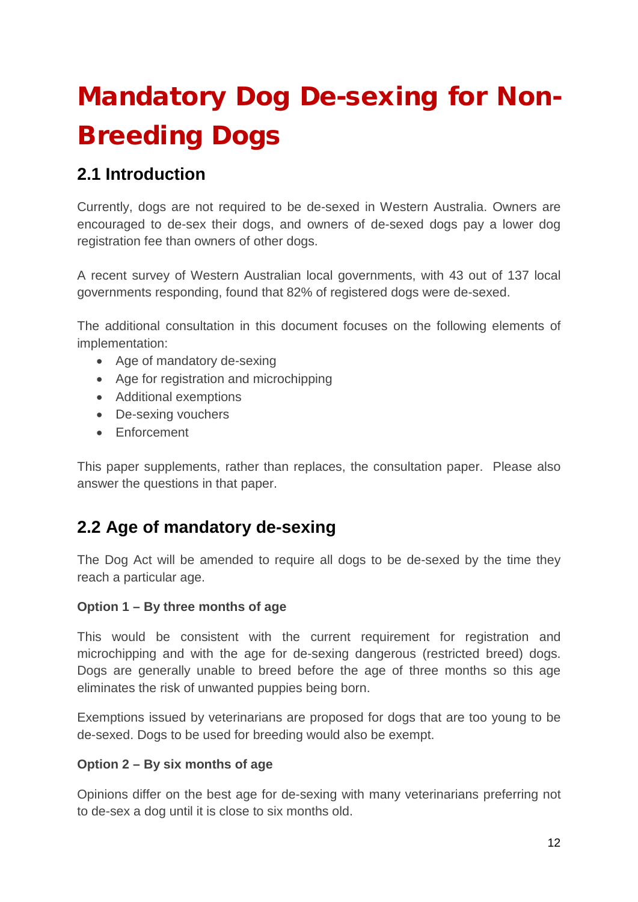# Mandatory Dog De-sexing for Non-Breeding Dogs

## 2.1 Introduction

Currently, dogs are not required to be de-sexed in Western Australia. Owners are encouraged to de-sex their dogs, and owners of de-sexed dogs pay a lower dog registration fee than owners of other dogs.

A recent survey of Western Australian local governments, with 43 out of 137 local governments responding, found that 82% of registered dogs were de-sexed.

The additional consultation in this document focuses on the following elements of implementation:

- Age of mandatory de-sexing
- Age for registration and microchipping
- Additional exemptions
- De-sexing vouchers
- Enforcement

This paper supplements, rather than replaces, the consultation paper. Please also answer the questions in that paper.

## 2.2 Age of mandatory de-sexing

The Dog Act will be amended to require all dogs to be de-sexed by the time they reach a particular age.

**Option 1 – By three months of age**

This would be consistent with the current requirement for registration and microchipping and with the age for de-sexing dangerous (restricted breed) dogs. Dogs are generally unable to breed before the age of three months so this age eliminates the risk of unwanted puppies being born.

Exemptions issued by veterinarians are proposed for dogs that are too young to be de-sexed. Dogs to be used for breeding would also be exempt.

**Option 2 – By six months of age**

Opinions differ on the best age for de-sexing with many veterinarians preferring not to de-sex a dog until it is close to six months old.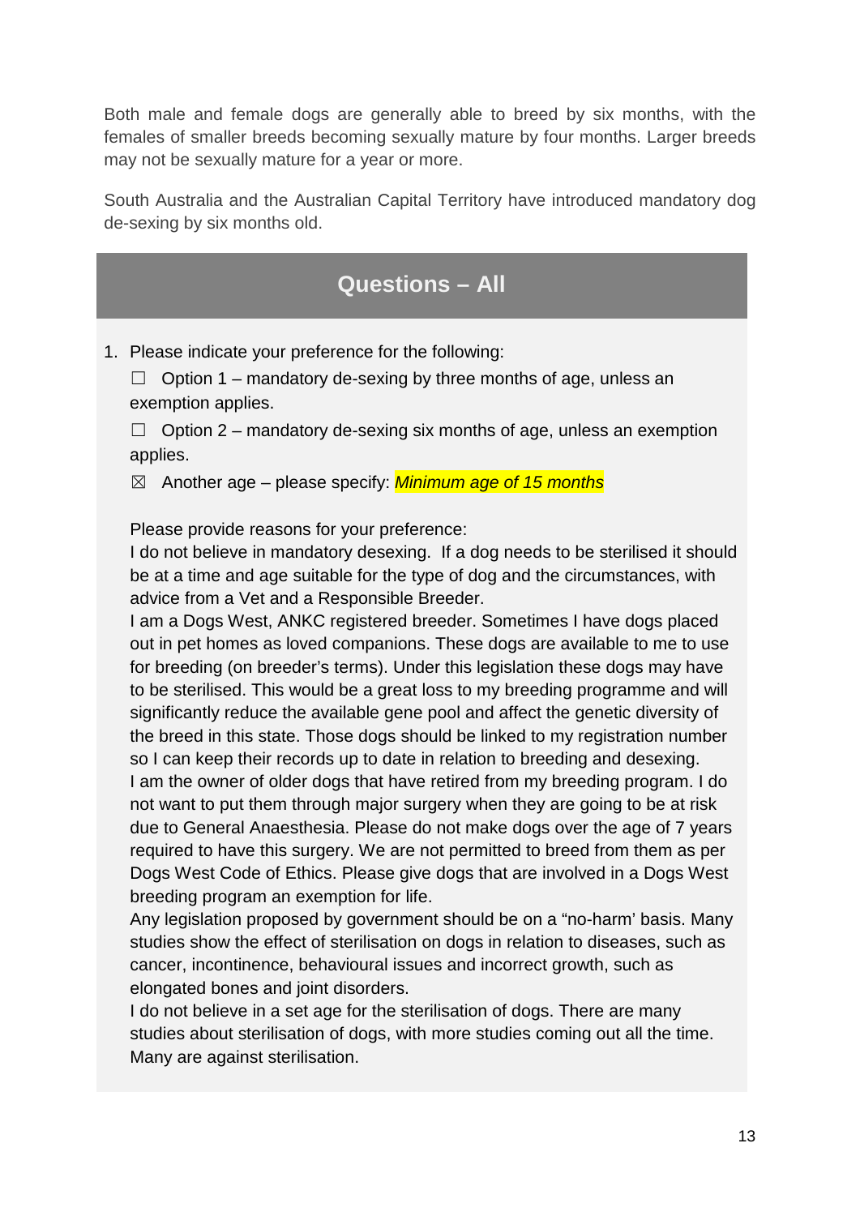Both male and female dogs are generally able to breed by six months, with the females of smaller breeds becoming sexually mature by four months. Larger breeds may not be sexually mature for a year or more.

South Australia and the Australian Capital Territory have introduced mandatory dog de-sexing by six months old.

## Questions – All

1. Please indicate your preference for the following:

   ☐ Option 1 – mandatory de-sexing by three months of age, unless an exemption applies.

   ☐ Option 2 – mandatory de-sexing six months of age, unless an exemption applies.

   ☒ Another age – please specify: *Minimum age of 15 months*

   Please provide reasons for your preference:

   I do not believe in mandatory desexing. If a dog needs to be sterilised it should be at a time and age suitable for the type of dog and the circumstances, with advice from a Vet and a Responsible Breeder.

   I am a Dogs West, ANKC registered breeder. Sometimes I have dogs placed out in pet homes as loved companions. These dogs are available to me to use for breeding (on breeder's terms). Under this legislation these dogs may have to be sterilised. This would be a great loss to my breeding programme and will significantly reduce the available gene pool and affect the genetic diversity of the breed in this state. Those dogs should be linked to my registration number so I can keep their records up to date in relation to breeding and desexing.

   I am the owner of older dogs that have retired from my breeding program. I do not want to put them through major surgery when they are going to be at risk due to General Anaesthesia. Please do not make dogs over the age of 7 years required to have this surgery. We are not permitted to breed from them as per Dogs West Code of Ethics. Please give dogs that are involved in a Dogs West breeding program an exemption for life.

   Any legislation proposed by government should be on a "no-harm' basis. Many studies show the effect of sterilisation on dogs in relation to diseases, such as cancer, incontinence, behavioural issues and incorrect growth, such as elongated bones and joint disorders.

   I do not believe in a set age for the sterilisation of dogs. There are many studies about sterilisation of dogs, with more studies coming out all the time. Many are against sterilisation.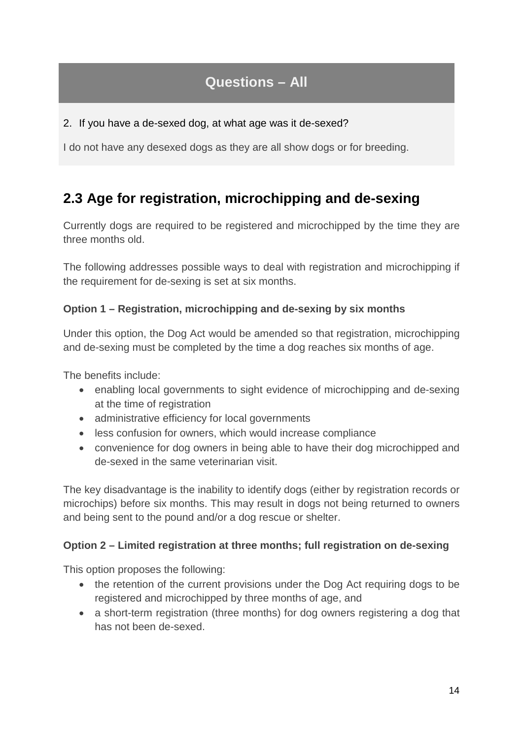## Questions – All

2. If you have a de-sexed dog, at what age was it de-sexed?

I do not have any desexed dogs as they are all show dogs or for breeding.

## 2.3 Age for registration, microchipping and de-sexing

Currently dogs are required to be registered and microchipped by the time they are three months old.

The following addresses possible ways to deal with registration and microchipping if the requirement for de-sexing is set at six months.

**Option 1 – Registration, microchipping and de-sexing by six months**

Under this option, the Dog Act would be amended so that registration, microchipping and de-sexing must be completed by the time a dog reaches six months of age.

The benefits include:

- enabling local governments to sight evidence of microchipping and de-sexing at the time of registration
- administrative efficiency for local governments
- less confusion for owners, which would increase compliance
- convenience for dog owners in being able to have their dog microchipped and de-sexed in the same veterinarian visit.

The key disadvantage is the inability to identify dogs (either by registration records or microchips) before six months. This may result in dogs not being returned to owners and being sent to the pound and/or a dog rescue or shelter.

**Option 2 – Limited registration at three months; full registration on de-sexing**

This option proposes the following:

- the retention of the current provisions under the Dog Act requiring dogs to be registered and microchipped by three months of age, and
- a short-term registration (three months) for dog owners registering a dog that has not been de-sexed.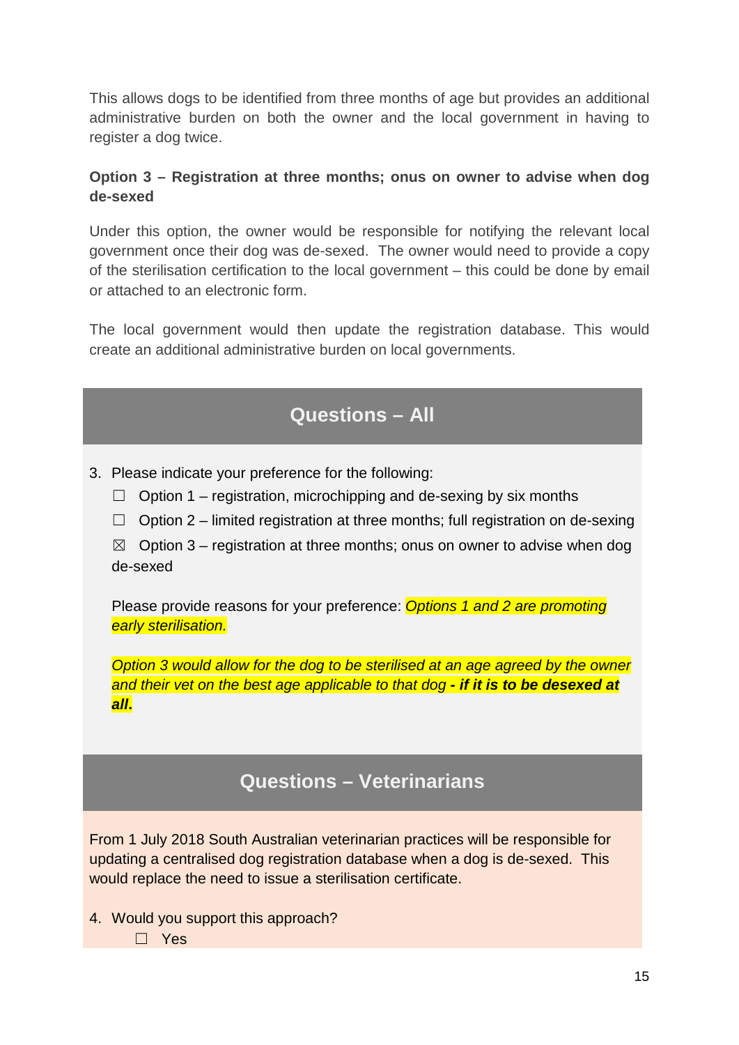This allows dogs to be identified from three months of age but provides an additional administrative burden on both the owner and the local government in having to register a dog twice.

**Option 3 – Registration at three months; onus on owner to advise when dog de-sexed**

Under this option, the owner would be responsible for notifying the relevant local government once their dog was de-sexed. The owner would need to provide a copy of the sterilisation certification to the local government – this could be done by email or attached to an electronic form.

The local government would then update the registration database. This would create an additional administrative burden on local governments.

## Questions – All

3. Please indicate your preference for the following:

   ☐ Option 1 – registration, microchipping and de-sexing by six months

   ☐ Option 2 – limited registration at three months; full registration on de-sexing

   ☒ Option 3 – registration at three months; onus on owner to advise when dog de-sexed

   Please provide reasons for your preference: *Options 1 and 2 are promoting early sterilisation.*

   *Option 3 would allow for the dog to be sterilised at an age agreed by the owner and their vet on the best age applicable to that dog **- if it is to be desexed at all.***

## Questions – Veterinarians

From 1 July 2018 South Australian veterinarian practices will be responsible for updating a centralised dog registration database when a dog is de-sexed. This would replace the need to issue a sterilisation certificate.

4. Would you support this approach?

   ☐ Yes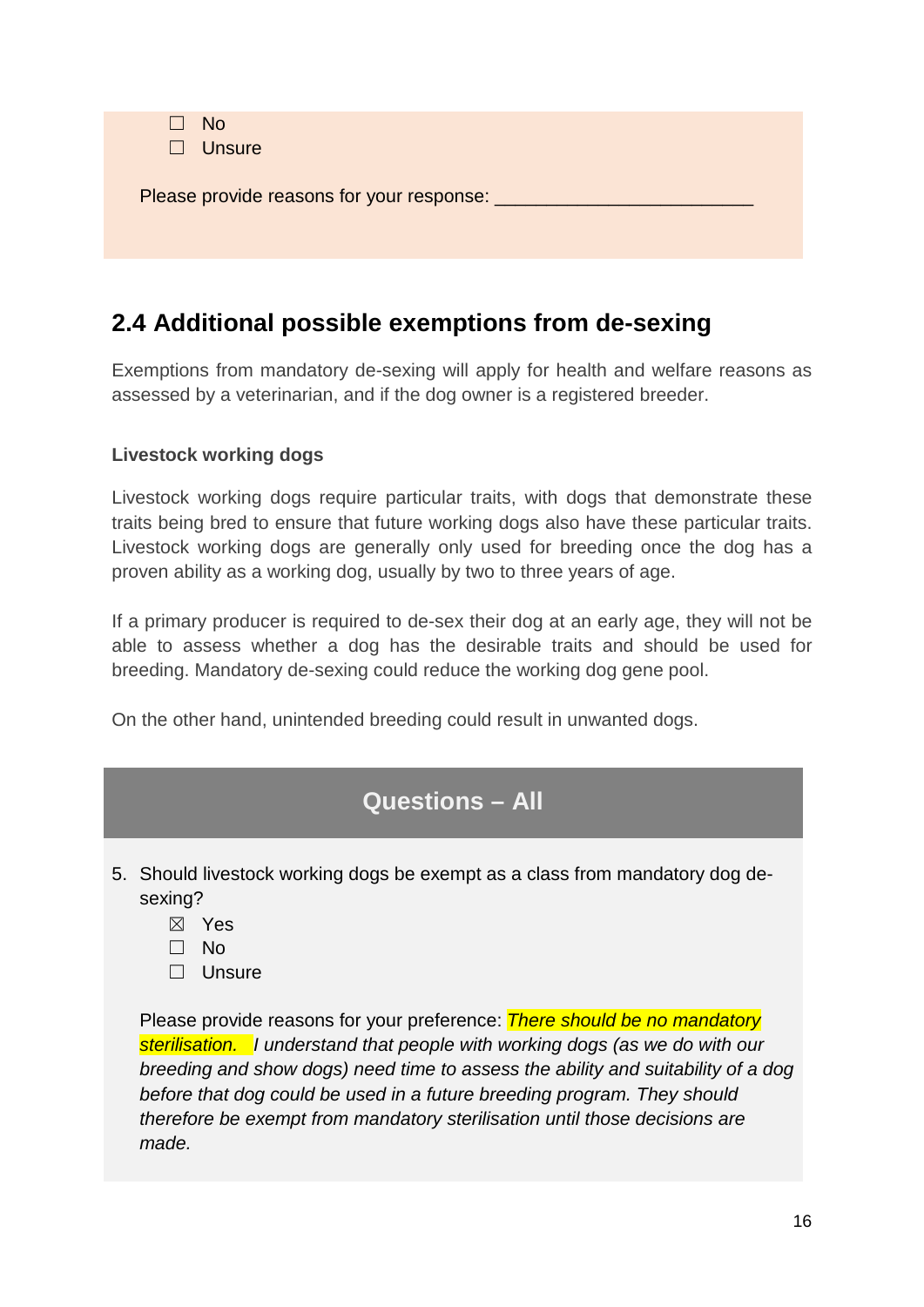☐ No
☐ Unsure

Please provide reasons for your response: ________________________

## 2.4 Additional possible exemptions from de-sexing

Exemptions from mandatory de-sexing will apply for health and welfare reasons as assessed by a veterinarian, and if the dog owner is a registered breeder.

**Livestock working dogs**

Livestock working dogs require particular traits, with dogs that demonstrate these traits being bred to ensure that future working dogs also have these particular traits. Livestock working dogs are generally only used for breeding once the dog has a proven ability as a working dog, usually by two to three years of age.

If a primary producer is required to de-sex their dog at an early age, they will not be able to assess whether a dog has the desirable traits and should be used for breeding. Mandatory de-sexing could reduce the working dog gene pool.

On the other hand, unintended breeding could result in unwanted dogs.

### Questions – All

5. Should livestock working dogs be exempt as a class from mandatory dog de-sexing?
   ☒ Yes
   ☐ No
   ☐ Unsure

   Please provide reasons for your preference: *There should be no mandatory sterilisation. I understand that people with working dogs (as we do with our breeding and show dogs) need time to assess the ability and suitability of a dog before that dog could be used in a future breeding program. They should therefore be exempt from mandatory sterilisation until those decisions are made.*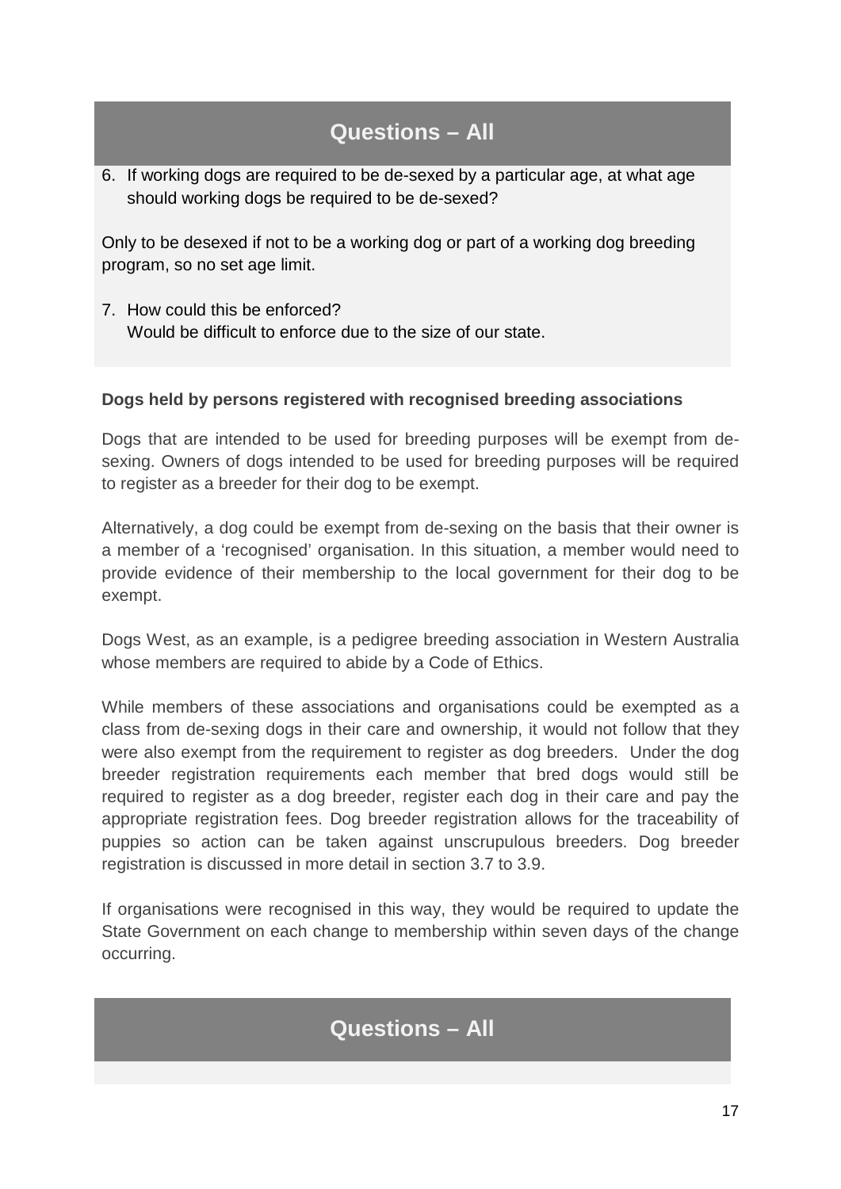## Questions – All

6. If working dogs are required to be de-sexed by a particular age, at what age should working dogs be required to be de-sexed?

Only to be desexed if not to be a working dog or part of a working dog breeding program, so no set age limit.

7. How could this be enforced?
   Would be difficult to enforce due to the size of our state.

**Dogs held by persons registered with recognised breeding associations**

Dogs that are intended to be used for breeding purposes will be exempt from de-sexing. Owners of dogs intended to be used for breeding purposes will be required to register as a breeder for their dog to be exempt.

Alternatively, a dog could be exempt from de-sexing on the basis that their owner is a member of a 'recognised' organisation. In this situation, a member would need to provide evidence of their membership to the local government for their dog to be exempt.

Dogs West, as an example, is a pedigree breeding association in Western Australia whose members are required to abide by a Code of Ethics.

While members of these associations and organisations could be exempted as a class from de-sexing dogs in their care and ownership, it would not follow that they were also exempt from the requirement to register as dog breeders. Under the dog breeder registration requirements each member that bred dogs would still be required to register as a dog breeder, register each dog in their care and pay the appropriate registration fees. Dog breeder registration allows for the traceability of puppies so action can be taken against unscrupulous breeders. Dog breeder registration is discussed in more detail in section 3.7 to 3.9.

If organisations were recognised in this way, they would be required to update the State Government on each change to membership within seven days of the change occurring.

## Questions – All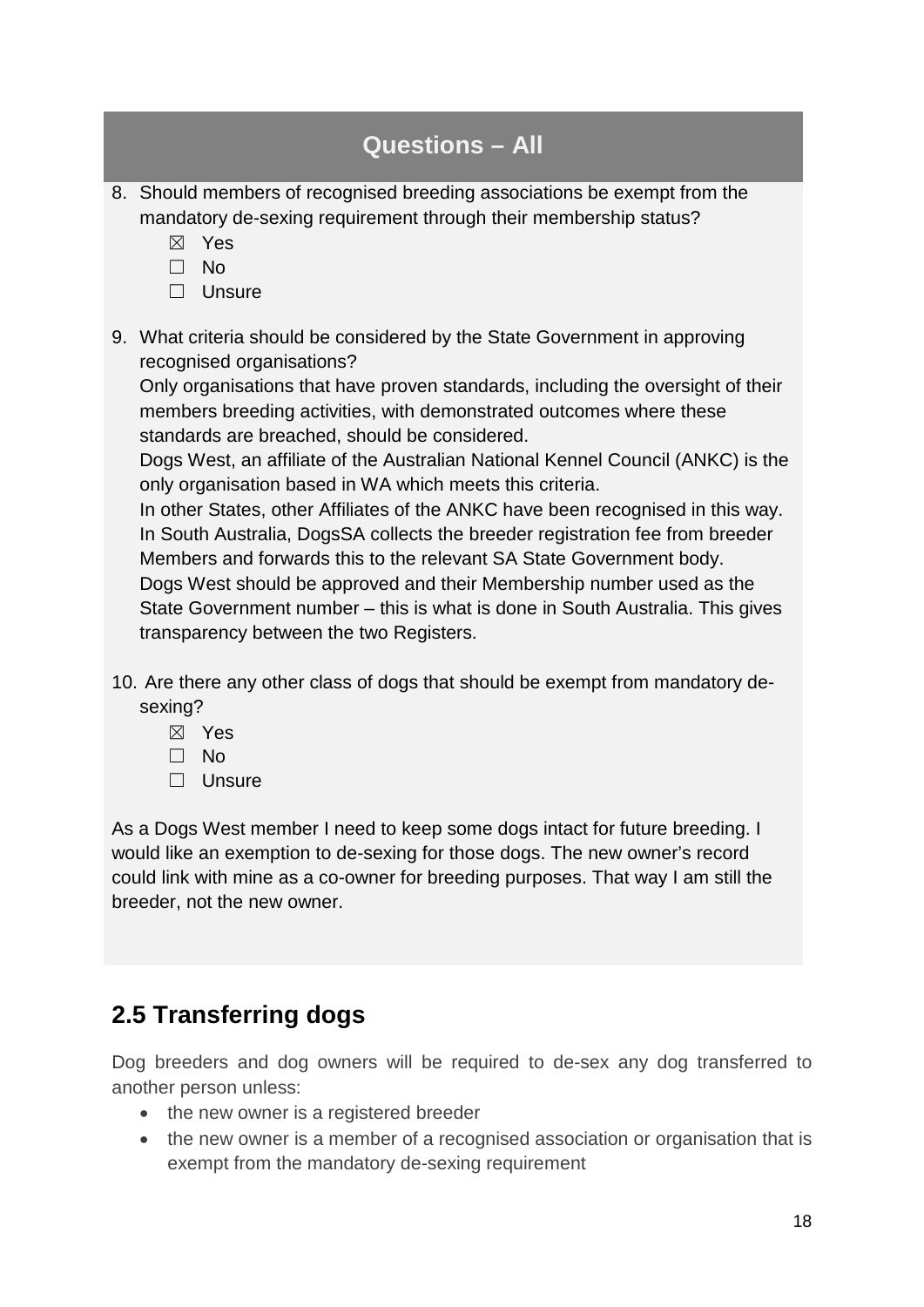## Questions – All

8. Should members of recognised breeding associations be exempt from the mandatory de-sexing requirement through their membership status?
   - ☒ Yes
   - ☐ No
   - ☐ Unsure

9. What criteria should be considered by the State Government in approving recognised organisations?
   Only organisations that have proven standards, including the oversight of their members breeding activities, with demonstrated outcomes where these standards are breached, should be considered.
   Dogs West, an affiliate of the Australian National Kennel Council (ANKC) is the only organisation based in WA which meets this criteria.
   In other States, other Affiliates of the ANKC have been recognised in this way. In South Australia, DogsSA collects the breeder registration fee from breeder Members and forwards this to the relevant SA State Government body.
   Dogs West should be approved and their Membership number used as the State Government number – this is what is done in South Australia. This gives transparency between the two Registers.

10. Are there any other class of dogs that should be exempt from mandatory de-sexing?
    - ☒ Yes
    - ☐ No
    - ☐ Unsure

As a Dogs West member I need to keep some dogs intact for future breeding. I would like an exemption to de-sexing for those dogs. The new owner's record could link with mine as a co-owner for breeding purposes. That way I am still the breeder, not the new owner.

## 2.5 Transferring dogs

Dog breeders and dog owners will be required to de-sex any dog transferred to another person unless:

- the new owner is a registered breeder
- the new owner is a member of a recognised association or organisation that is exempt from the mandatory de-sexing requirement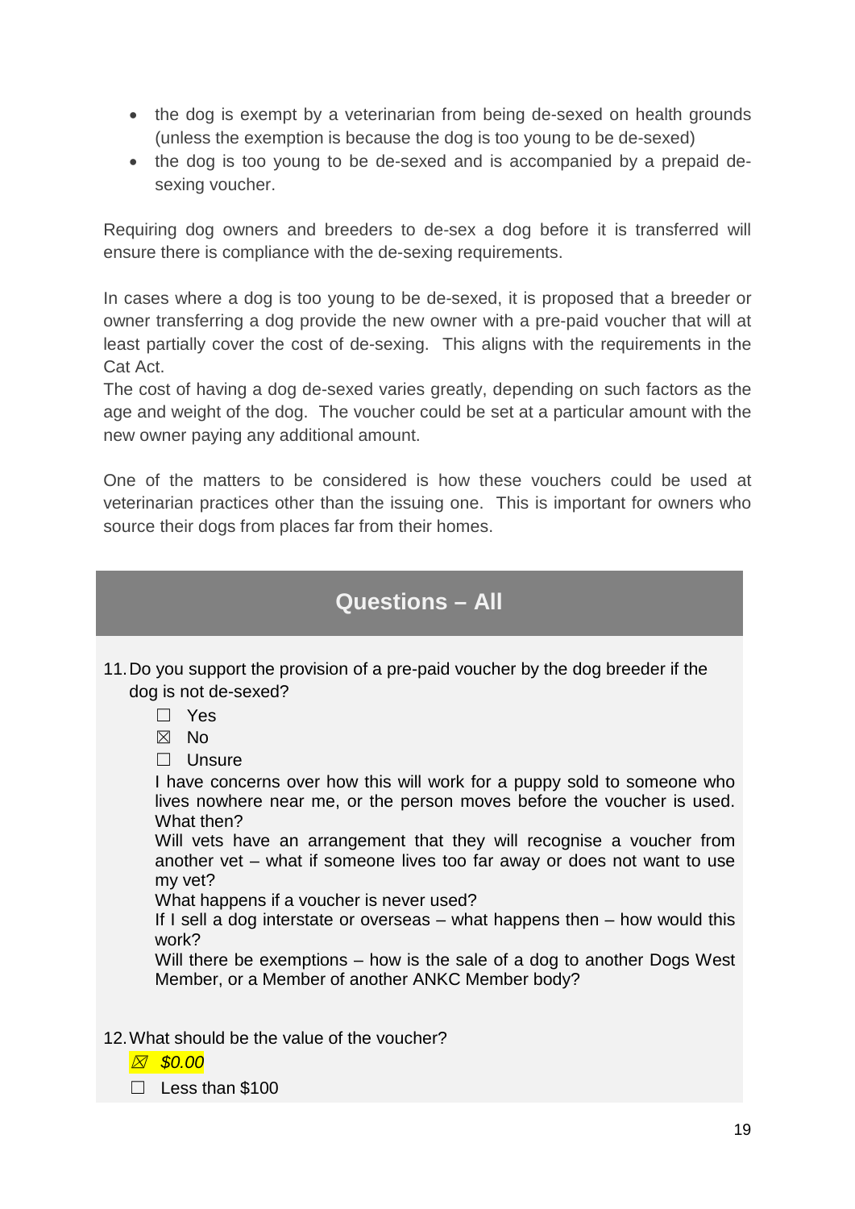- the dog is exempt by a veterinarian from being de-sexed on health grounds (unless the exemption is because the dog is too young to be de-sexed)
- the dog is too young to be de-sexed and is accompanied by a prepaid de-sexing voucher.

Requiring dog owners and breeders to de-sex a dog before it is transferred will ensure there is compliance with the de-sexing requirements.

In cases where a dog is too young to be de-sexed, it is proposed that a breeder or owner transferring a dog provide the new owner with a pre-paid voucher that will at least partially cover the cost of de-sexing. This aligns with the requirements in the Cat Act.

The cost of having a dog de-sexed varies greatly, depending on such factors as the age and weight of the dog. The voucher could be set at a particular amount with the new owner paying any additional amount.

One of the matters to be considered is how these vouchers could be used at veterinarian practices other than the issuing one. This is important for owners who source their dogs from places far from their homes.

## Questions – All

11. Do you support the provision of a pre-paid voucher by the dog breeder if the dog is not de-sexed?

    ☐ Yes

    ☒ No

    ☐ Unsure

    I have concerns over how this will work for a puppy sold to someone who lives nowhere near me, or the person moves before the voucher is used. What then?

    Will vets have an arrangement that they will recognise a voucher from another vet – what if someone lives too far away or does not want to use my vet?

    What happens if a voucher is never used?

    If I sell a dog interstate or overseas – what happens then – how would this work?

    Will there be exemptions – how is the sale of a dog to another Dogs West Member, or a Member of another ANKC Member body?

12. What should be the value of the voucher?

    ☒ *$0.00*

    ☐ Less than $100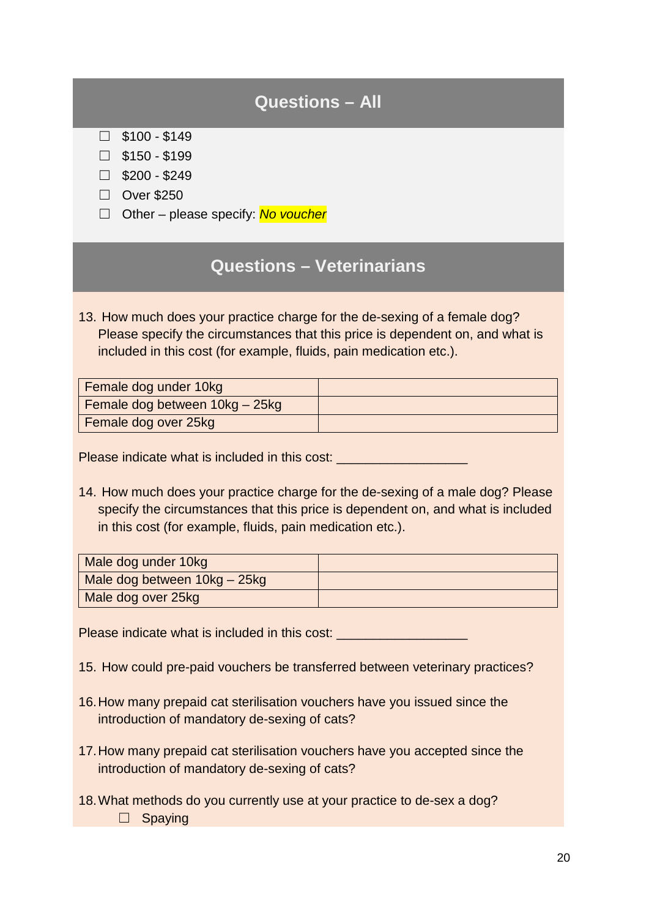## Questions – All

- ☐ $100 - $149
- ☐ $150 - $199
- ☐ $200 - $249
- ☐ Over $250
- ☐ Other – please specify: *No voucher*

## Questions – Veterinarians

13. How much does your practice charge for the de-sexing of a female dog? Please specify the circumstances that this price is dependent on, and what is included in this cost (for example, fluids, pain medication etc.).

| Female dog under 10kg | |
|---|---|
| Female dog between 10kg – 25kg | |
| Female dog over 25kg | |

Please indicate what is included in this cost: __________________

14. How much does your practice charge for the de-sexing of a male dog? Please specify the circumstances that this price is dependent on, and what is included in this cost (for example, fluids, pain medication etc.).

| Male dog under 10kg | |
|---|---|
| Male dog between 10kg – 25kg | |
| Male dog over 25kg | |

Please indicate what is included in this cost: __________________

15. How could pre-paid vouchers be transferred between veterinary practices?

16. How many prepaid cat sterilisation vouchers have you issued since the introduction of mandatory de-sexing of cats?

17. How many prepaid cat sterilisation vouchers have you accepted since the introduction of mandatory de-sexing of cats?

18. What methods do you currently use at your practice to de-sex a dog?
    - ☐ Spaying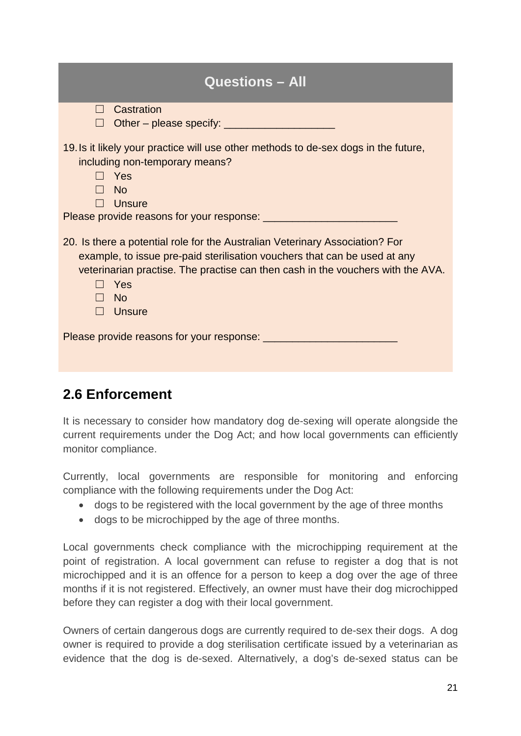**Questions – All**

- ☐ Castration
- ☐ Other – please specify: ___________________

19. Is it likely your practice will use other methods to de-sex dogs in the future, including non-temporary means?
    - ☐ Yes
    - ☐ No
    - ☐ Unsure

Please provide reasons for your response: _______________________

20. Is there a potential role for the Australian Veterinary Association? For example, to issue pre-paid sterilisation vouchers that can be used at any veterinarian practise. The practise can then cash in the vouchers with the AVA.
    - ☐ Yes
    - ☐ No
    - ☐ Unsure

Please provide reasons for your response: _______________________

## 2.6 Enforcement

It is necessary to consider how mandatory dog de-sexing will operate alongside the current requirements under the Dog Act; and how local governments can efficiently monitor compliance.

Currently, local governments are responsible for monitoring and enforcing compliance with the following requirements under the Dog Act:

- dogs to be registered with the local government by the age of three months
- dogs to be microchipped by the age of three months.

Local governments check compliance with the microchipping requirement at the point of registration. A local government can refuse to register a dog that is not microchipped and it is an offence for a person to keep a dog over the age of three months if it is not registered. Effectively, an owner must have their dog microchipped before they can register a dog with their local government.

Owners of certain dangerous dogs are currently required to de-sex their dogs. A dog owner is required to provide a dog sterilisation certificate issued by a veterinarian as evidence that the dog is de-sexed. Alternatively, a dog's de-sexed status can be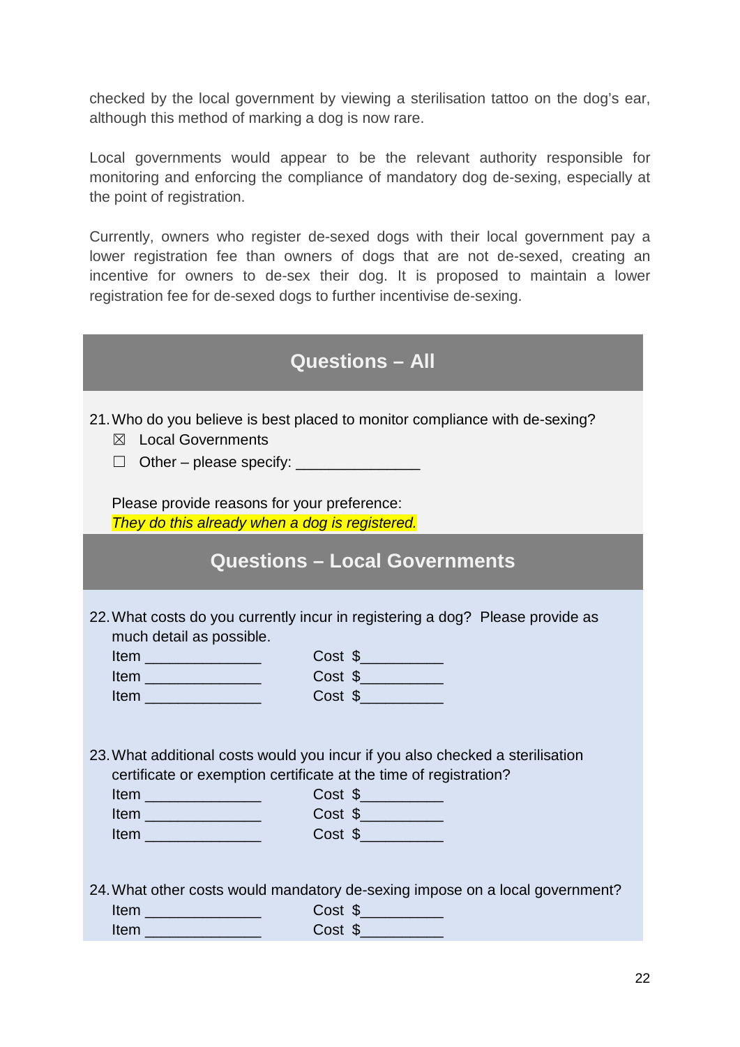checked by the local government by viewing a sterilisation tattoo on the dog's ear, although this method of marking a dog is now rare.

Local governments would appear to be the relevant authority responsible for monitoring and enforcing the compliance of mandatory dog de-sexing, especially at the point of registration.

Currently, owners who register de-sexed dogs with their local government pay a lower registration fee than owners of dogs that are not de-sexed, creating an incentive for owners to de-sex their dog. It is proposed to maintain a lower registration fee for de-sexed dogs to further incentivise de-sexing.

## Questions – All

21. Who do you believe is best placed to monitor compliance with de-sexing?
    - ☒ Local Governments
    - ☐ Other – please specify: _______________

    Please provide reasons for your preference:
    *They do this already when a dog is registered.*

## Questions – Local Governments

22. What costs do you currently incur in registering a dog? Please provide as much detail as possible.

    Item ______________ Cost $__________
    Item ______________ Cost $__________
    Item ______________ Cost $__________

23. What additional costs would you incur if you also checked a sterilisation certificate or exemption certificate at the time of registration?

    Item ______________ Cost $__________
    Item ______________ Cost $__________
    Item ______________ Cost $__________

24. What other costs would mandatory de-sexing impose on a local government?

    Item ______________ Cost $__________
    Item ______________ Cost $__________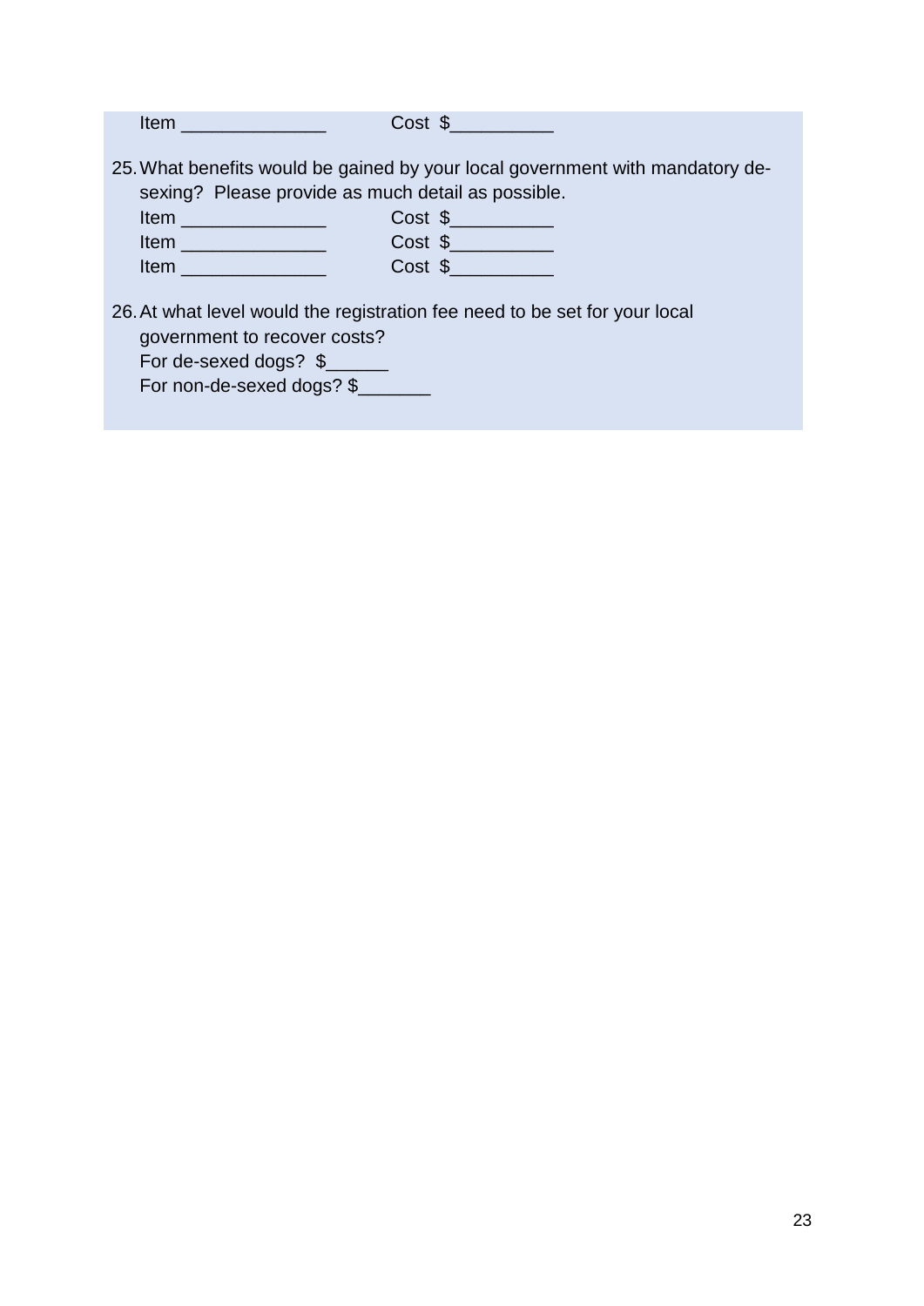Item ______________ Cost $__________

25. What benefits would be gained by your local government with mandatory de-sexing? Please provide as much detail as possible.
    Item ______________ Cost $__________
    Item ______________ Cost $__________
    Item ______________ Cost $__________

26. At what level would the registration fee need to be set for your local government to recover costs?
    For de-sexed dogs? $______
    For non-de-sexed dogs? $_______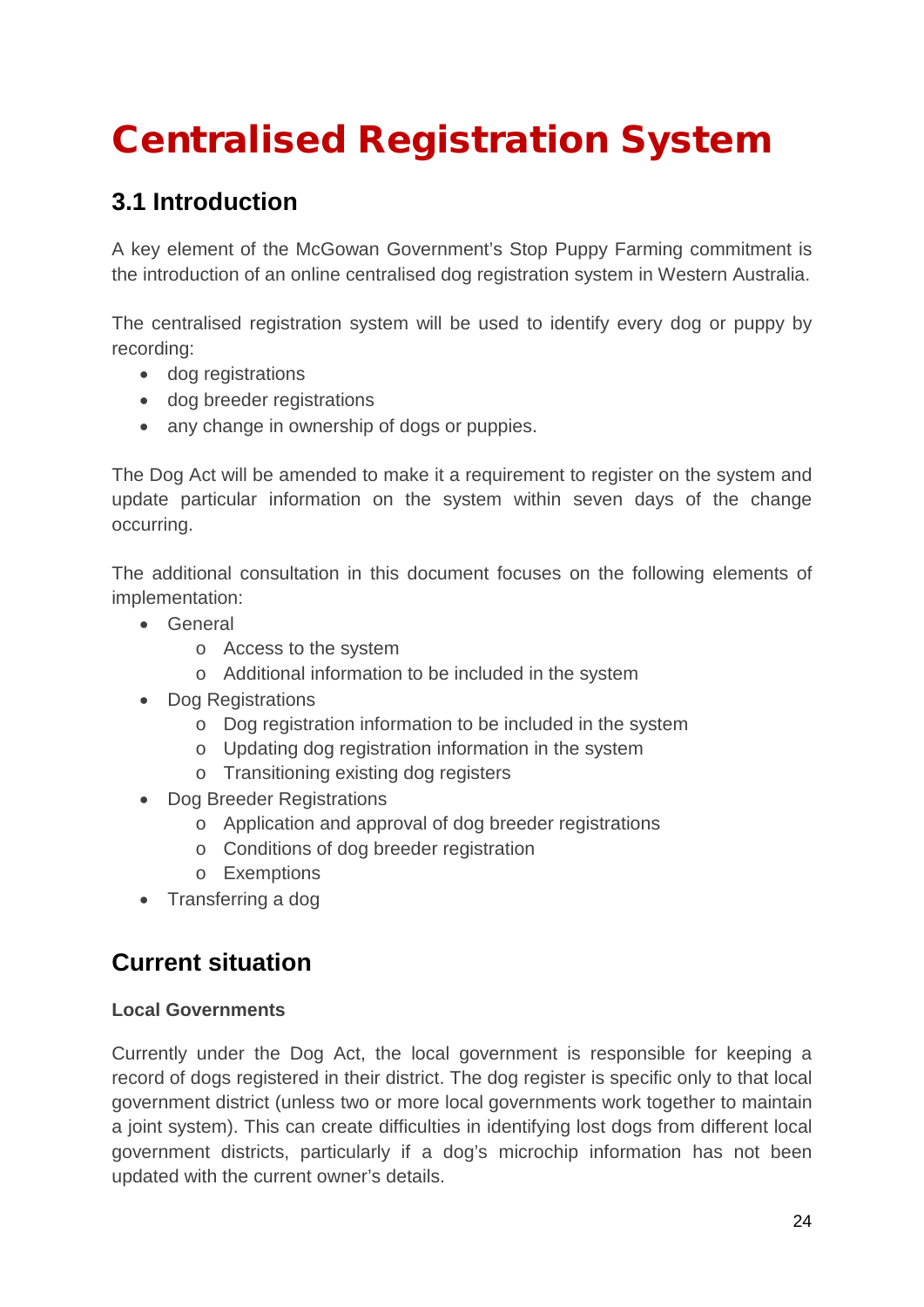# Centralised Registration System

## 3.1 Introduction

A key element of the McGowan Government's Stop Puppy Farming commitment is the introduction of an online centralised dog registration system in Western Australia.

The centralised registration system will be used to identify every dog or puppy by recording:

- dog registrations
- dog breeder registrations
- any change in ownership of dogs or puppies.

The Dog Act will be amended to make it a requirement to register on the system and update particular information on the system within seven days of the change occurring.

The additional consultation in this document focuses on the following elements of implementation:

- General
  - Access to the system
  - Additional information to be included in the system
- Dog Registrations
  - Dog registration information to be included in the system
  - Updating dog registration information in the system
  - Transitioning existing dog registers
- Dog Breeder Registrations
  - Application and approval of dog breeder registrations
  - Conditions of dog breeder registration
  - Exemptions
- Transferring a dog

## Current situation

**Local Governments**

Currently under the Dog Act, the local government is responsible for keeping a record of dogs registered in their district. The dog register is specific only to that local government district (unless two or more local governments work together to maintain a joint system). This can create difficulties in identifying lost dogs from different local government districts, particularly if a dog's microchip information has not been updated with the current owner's details.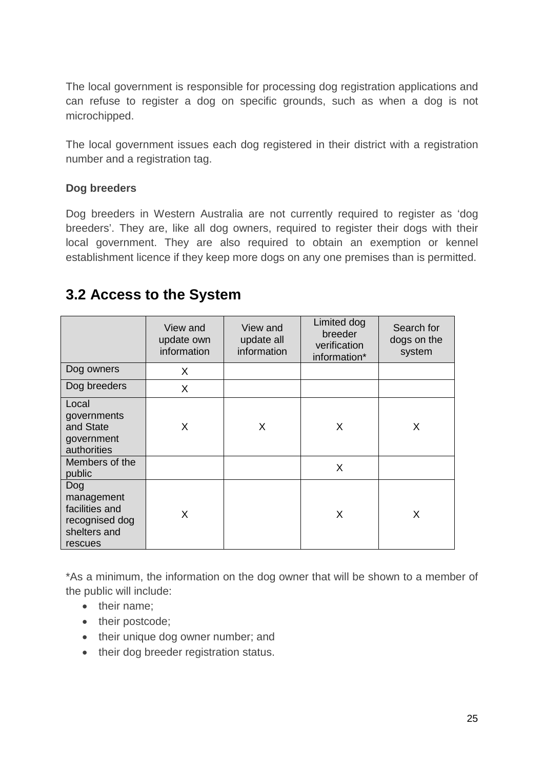The local government is responsible for processing dog registration applications and can refuse to register a dog on specific grounds, such as when a dog is not microchipped.

The local government issues each dog registered in their district with a registration number and a registration tag.

**Dog breeders**

Dog breeders in Western Australia are not currently required to register as 'dog breeders'. They are, like all dog owners, required to register their dogs with their local government. They are also required to obtain an exemption or kennel establishment licence if they keep more dogs on any one premises than is permitted.

## 3.2 Access to the System

| | View and update own information | View and update all information | Limited dog breeder verification information* | Search for dogs on the system |
|---|---|---|---|---|
| Dog owners | X | | | |
| Dog breeders | X | | | |
| Local governments and State government authorities | X | X | X | X |
| Members of the public | | | X | |
| Dog management facilities and recognised dog shelters and rescues | X | | X | X |

*As a minimum, the information on the dog owner that will be shown to a member of the public will include:

- their name;
- their postcode;
- their unique dog owner number; and
- their dog breeder registration status.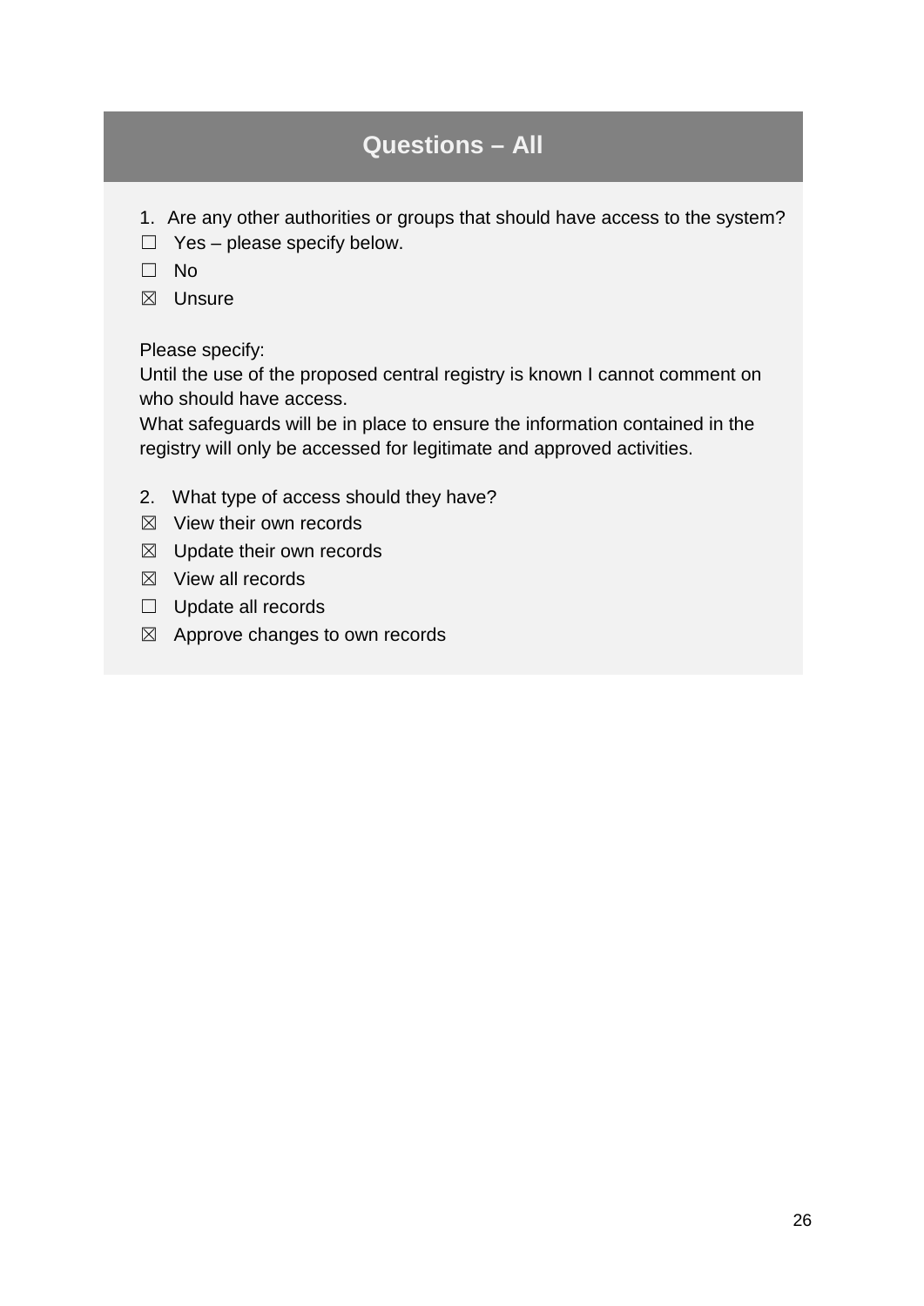## Questions – All

1. Are any other authorities or groups that should have access to the system?

☐ Yes – please specify below.

☐ No

☒ Unsure

Please specify:
Until the use of the proposed central registry is known I cannot comment on who should have access.
What safeguards will be in place to ensure the information contained in the registry will only be accessed for legitimate and approved activities.

2. What type of access should they have?

☒ View their own records

☒ Update their own records

☒ View all records

☐ Update all records

☒ Approve changes to own records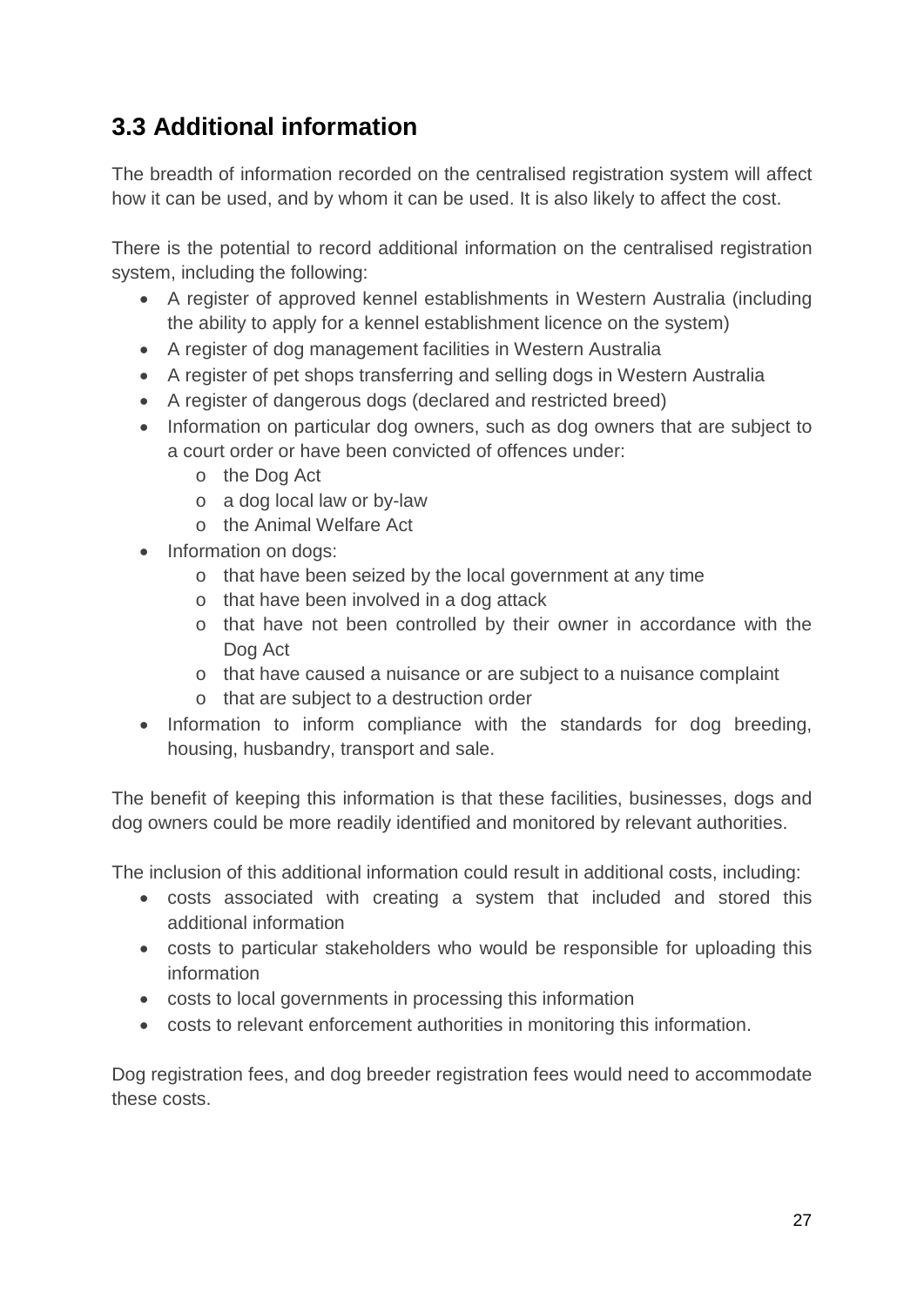## 3.3 Additional information

The breadth of information recorded on the centralised registration system will affect how it can be used, and by whom it can be used. It is also likely to affect the cost.

There is the potential to record additional information on the centralised registration system, including the following:

- A register of approved kennel establishments in Western Australia (including the ability to apply for a kennel establishment licence on the system)
- A register of dog management facilities in Western Australia
- A register of pet shops transferring and selling dogs in Western Australia
- A register of dangerous dogs (declared and restricted breed)
- Information on particular dog owners, such as dog owners that are subject to a court order or have been convicted of offences under:
  - the Dog Act
  - a dog local law or by-law
  - the Animal Welfare Act
- Information on dogs:
  - that have been seized by the local government at any time
  - that have been involved in a dog attack
  - that have not been controlled by their owner in accordance with the Dog Act
  - that have caused a nuisance or are subject to a nuisance complaint
  - that are subject to a destruction order
- Information to inform compliance with the standards for dog breeding, housing, husbandry, transport and sale.

The benefit of keeping this information is that these facilities, businesses, dogs and dog owners could be more readily identified and monitored by relevant authorities.

The inclusion of this additional information could result in additional costs, including:

- costs associated with creating a system that included and stored this additional information
- costs to particular stakeholders who would be responsible for uploading this information
- costs to local governments in processing this information
- costs to relevant enforcement authorities in monitoring this information.

Dog registration fees, and dog breeder registration fees would need to accommodate these costs.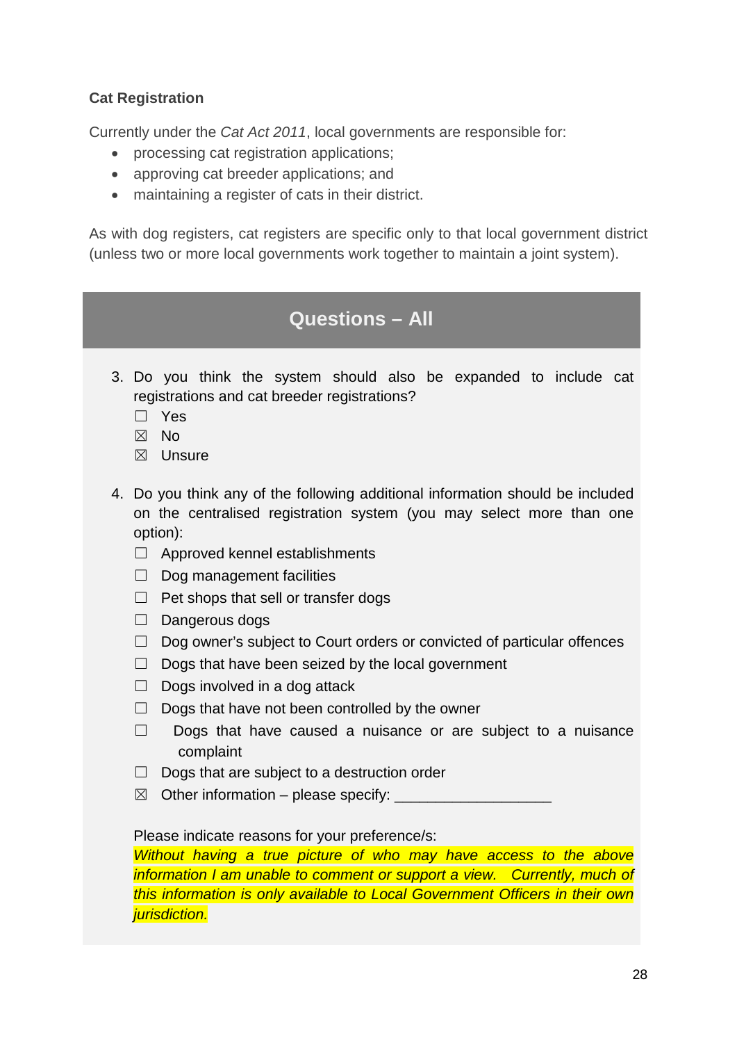**Cat Registration**

Currently under the *Cat Act 2011*, local governments are responsible for:

- processing cat registration applications;
- approving cat breeder applications; and
- maintaining a register of cats in their district.

As with dog registers, cat registers are specific only to that local government district (unless two or more local governments work together to maintain a joint system).

## Questions – All

3. Do you think the system should also be expanded to include cat registrations and cat breeder registrations?
   - ☐ Yes
   - ☒ No
   - ☒ Unsure

4. Do you think any of the following additional information should be included on the centralised registration system (you may select more than one option):
   - ☐ Approved kennel establishments
   - ☐ Dog management facilities
   - ☐ Pet shops that sell or transfer dogs
   - ☐ Dangerous dogs
   - ☐ Dog owner's subject to Court orders or convicted of particular offences
   - ☐ Dogs that have been seized by the local government
   - ☐ Dogs involved in a dog attack
   - ☐ Dogs that have not been controlled by the owner
   - ☐ Dogs that have caused a nuisance or are subject to a nuisance complaint
   - ☐ Dogs that are subject to a destruction order
   - ☒ Other information – please specify: ___________________

   Please indicate reasons for your preference/s:
   *Without having a true picture of who may have access to the above information I am unable to comment or support a view. Currently, much of this information is only available to Local Government Officers in their own jurisdiction.*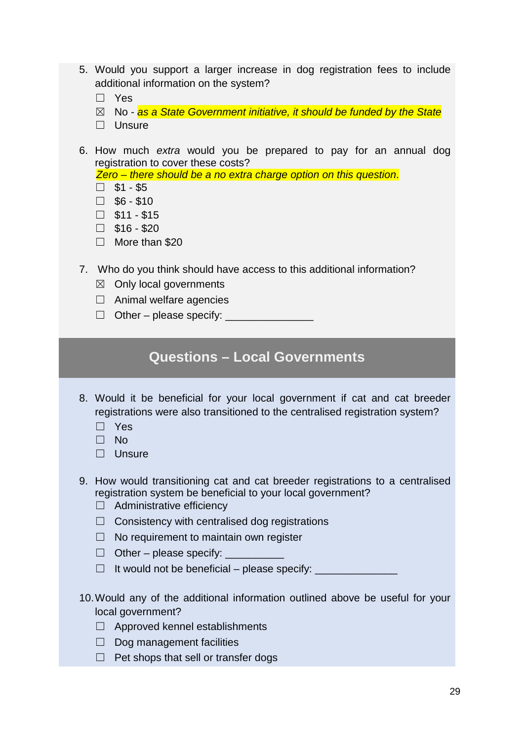5. Would you support a larger increase in dog registration fees to include additional information on the system?
   - ☐ Yes
   - ☒ No - *as a State Government initiative, it should be funded by the State*
   - ☐ Unsure

6. How much *extra* would you be prepared to pay for an annual dog registration to cover these costs?
   *Zero – there should be a no extra charge option on this question*.
   - ☐ $1 - $5
   - ☐ $6 - $10
   - ☐ $11 - $15
   - ☐ $16 - $20
   - ☐ More than $20

7. Who do you think should have access to this additional information?
   - ☒ Only local governments
   - ☐ Animal welfare agencies
   - ☐ Other – please specify: _______________

## Questions – Local Governments

8. Would it be beneficial for your local government if cat and cat breeder registrations were also transitioned to the centralised registration system?
   - ☐ Yes
   - ☐ No
   - ☐ Unsure

9. How would transitioning cat and cat breeder registrations to a centralised registration system be beneficial to your local government?
   - ☐ Administrative efficiency
   - ☐ Consistency with centralised dog registrations
   - ☐ No requirement to maintain own register
   - ☐ Other – please specify: __________
   - ☐ It would not be beneficial – please specify: ______________

10. Would any of the additional information outlined above be useful for your local government?
    - ☐ Approved kennel establishments
    - ☐ Dog management facilities
    - ☐ Pet shops that sell or transfer dogs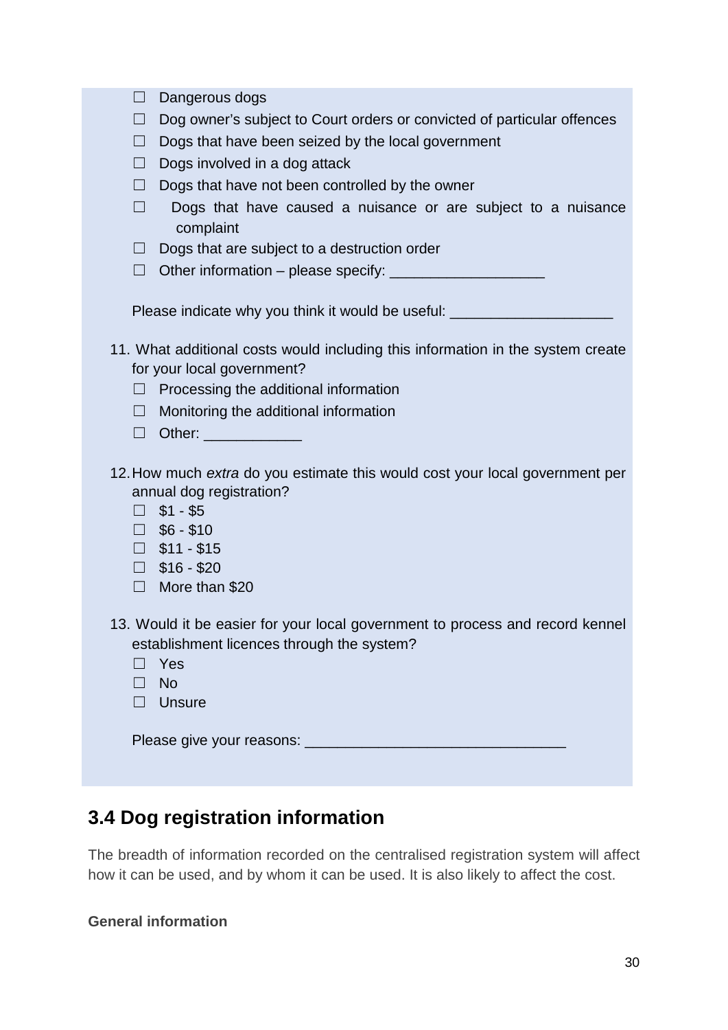- ☐ Dangerous dogs
- ☐ Dog owner's subject to Court orders or convicted of particular offences
- ☐ Dogs that have been seized by the local government
- ☐ Dogs involved in a dog attack
- ☐ Dogs that have not been controlled by the owner
- ☐ Dogs that have caused a nuisance or are subject to a nuisance complaint
- ☐ Dogs that are subject to a destruction order
- ☐ Other information – please specify: ___________________

Please indicate why you think it would be useful: ____________________

11. What additional costs would including this information in the system create for your local government?
    - ☐ Processing the additional information
    - ☐ Monitoring the additional information
    - ☐ Other: ____________

12. How much *extra* do you estimate this would cost your local government per annual dog registration?
    - ☐ $1 - $5
    - ☐ $6 - $10
    - ☐ $11 - $15
    - ☐ $16 - $20
    - ☐ More than $20

13. Would it be easier for your local government to process and record kennel establishment licences through the system?
    - ☐ Yes
    - ☐ No
    - ☐ Unsure

    Please give your reasons: _______________________________

## 3.4 Dog registration information

The breadth of information recorded on the centralised registration system will affect how it can be used, and by whom it can be used. It is also likely to affect the cost.

**General information**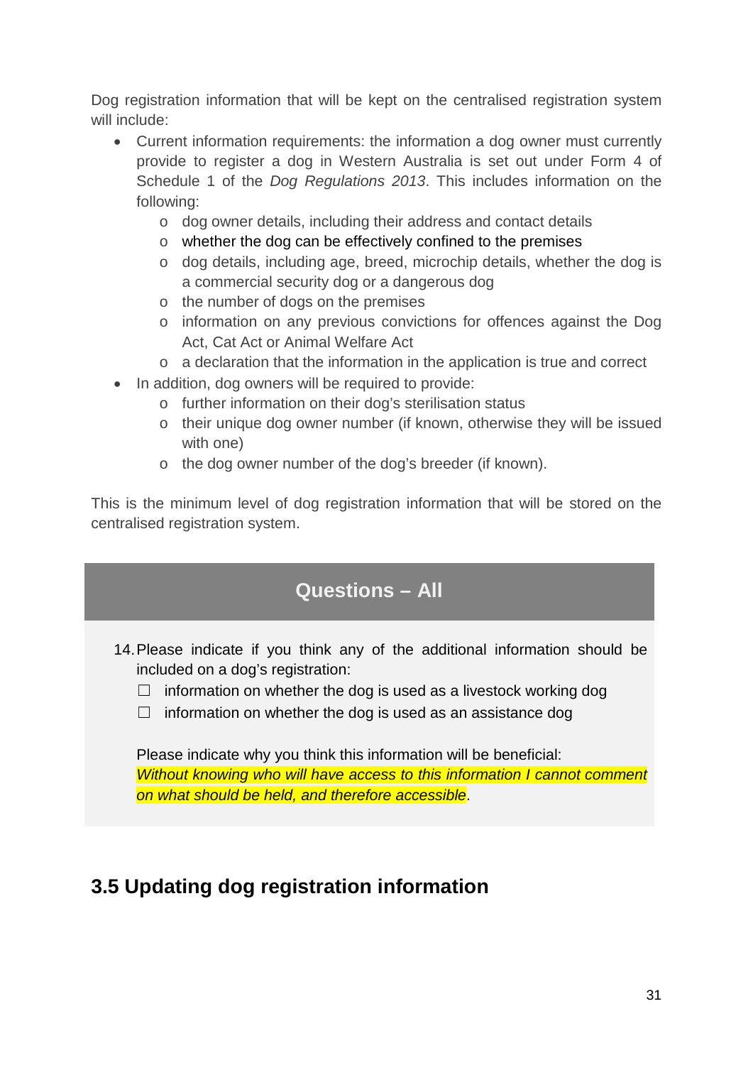Dog registration information that will be kept on the centralised registration system will include:

- Current information requirements: the information a dog owner must currently provide to register a dog in Western Australia is set out under Form 4 of Schedule 1 of the *Dog Regulations 2013*. This includes information on the following:
  - dog owner details, including their address and contact details
  - whether the dog can be effectively confined to the premises
  - dog details, including age, breed, microchip details, whether the dog is a commercial security dog or a dangerous dog
  - the number of dogs on the premises
  - information on any previous convictions for offences against the Dog Act, Cat Act or Animal Welfare Act
  - a declaration that the information in the application is true and correct
- In addition, dog owners will be required to provide:
  - further information on their dog's sterilisation status
  - their unique dog owner number (if known, otherwise they will be issued with one)
  - the dog owner number of the dog's breeder (if known).

This is the minimum level of dog registration information that will be stored on the centralised registration system.

## Questions – All

14. Please indicate if you think any of the additional information should be included on a dog's registration:

    ☐ information on whether the dog is used as a livestock working dog

    ☐ information on whether the dog is used as an assistance dog

    Please indicate why you think this information will be beneficial:
    *Without knowing who will have access to this information I cannot comment on what should be held, and therefore accessible*.

## 3.5 Updating dog registration information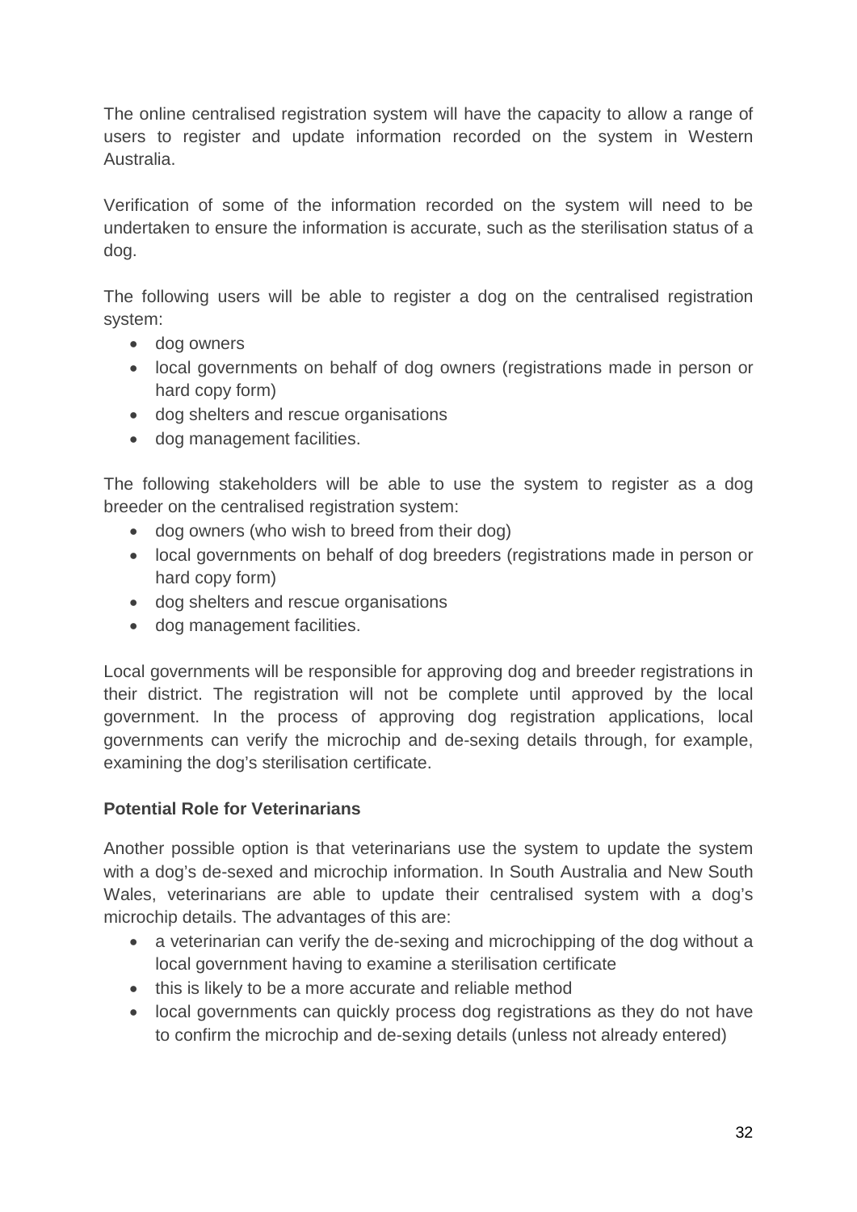The online centralised registration system will have the capacity to allow a range of users to register and update information recorded on the system in Western Australia.

Verification of some of the information recorded on the system will need to be undertaken to ensure the information is accurate, such as the sterilisation status of a dog.

The following users will be able to register a dog on the centralised registration system:

- dog owners
- local governments on behalf of dog owners (registrations made in person or hard copy form)
- dog shelters and rescue organisations
- dog management facilities.

The following stakeholders will be able to use the system to register as a dog breeder on the centralised registration system:

- dog owners (who wish to breed from their dog)
- local governments on behalf of dog breeders (registrations made in person or hard copy form)
- dog shelters and rescue organisations
- dog management facilities.

Local governments will be responsible for approving dog and breeder registrations in their district. The registration will not be complete until approved by the local government. In the process of approving dog registration applications, local governments can verify the microchip and de-sexing details through, for example, examining the dog's sterilisation certificate.

**Potential Role for Veterinarians**

Another possible option is that veterinarians use the system to update the system with a dog's de-sexed and microchip information. In South Australia and New South Wales, veterinarians are able to update their centralised system with a dog's microchip details. The advantages of this are:

- a veterinarian can verify the de-sexing and microchipping of the dog without a local government having to examine a sterilisation certificate
- this is likely to be a more accurate and reliable method
- local governments can quickly process dog registrations as they do not have to confirm the microchip and de-sexing details (unless not already entered)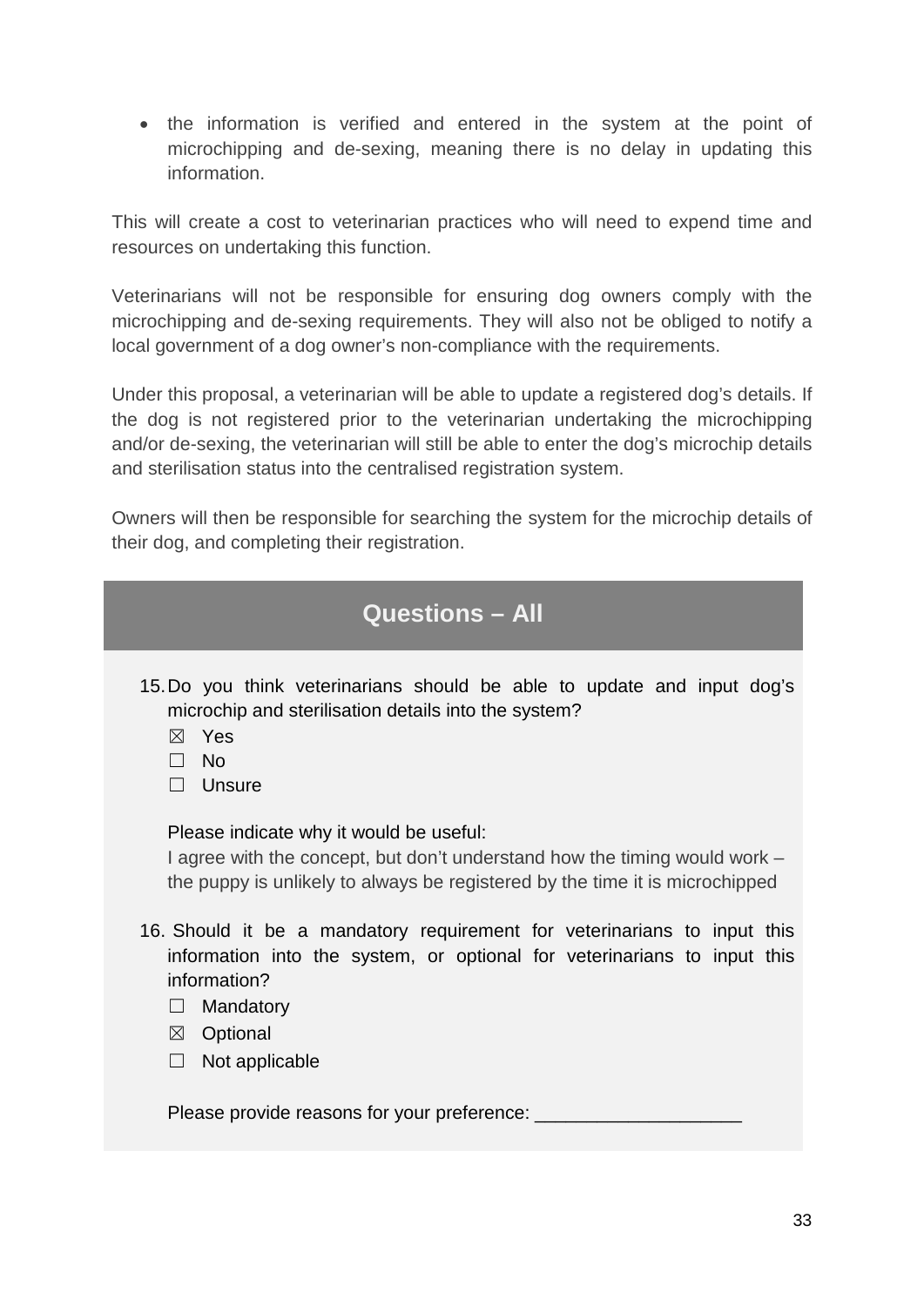- the information is verified and entered in the system at the point of microchipping and de-sexing, meaning there is no delay in updating this information.

This will create a cost to veterinarian practices who will need to expend time and resources on undertaking this function.

Veterinarians will not be responsible for ensuring dog owners comply with the microchipping and de-sexing requirements. They will also not be obliged to notify a local government of a dog owner's non-compliance with the requirements.

Under this proposal, a veterinarian will be able to update a registered dog's details. If the dog is not registered prior to the veterinarian undertaking the microchipping and/or de-sexing, the veterinarian will still be able to enter the dog's microchip details and sterilisation status into the centralised registration system.

Owners will then be responsible for searching the system for the microchip details of their dog, and completing their registration.

## Questions – All

15. Do you think veterinarians should be able to update and input dog's microchip and sterilisation details into the system?
    - ☒ Yes
    - ☐ No
    - ☐ Unsure

    Please indicate why it would be useful:
    I agree with the concept, but don't understand how the timing would work – the puppy is unlikely to always be registered by the time it is microchipped

16. Should it be a mandatory requirement for veterinarians to input this information into the system, or optional for veterinarians to input this information?
    - ☐ Mandatory
    - ☒ Optional
    - ☐ Not applicable

    Please provide reasons for your preference: ____________________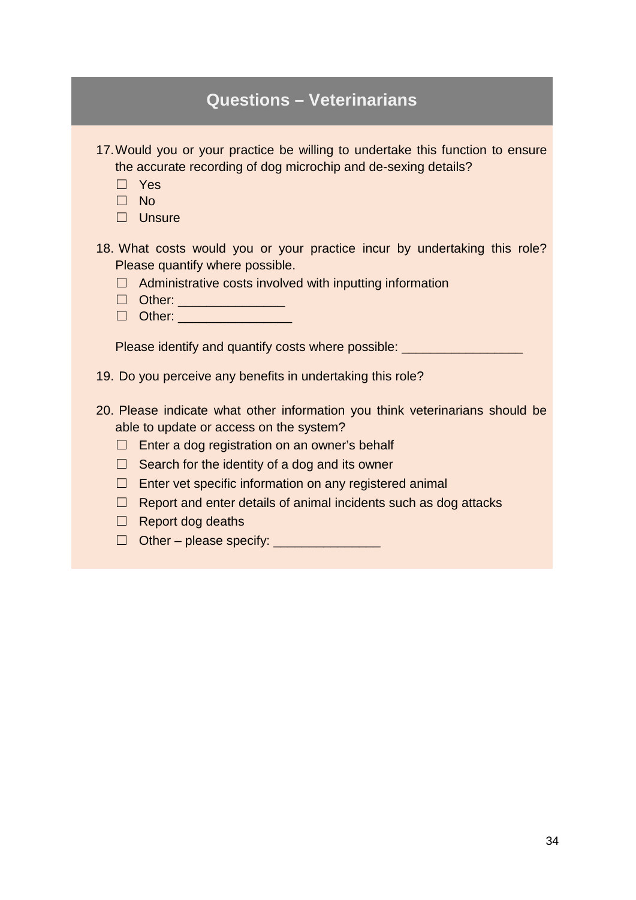## Questions – Veterinarians

17. Would you or your practice be willing to undertake this function to ensure the accurate recording of dog microchip and de-sexing details?
    - ☐ Yes
    - ☐ No
    - ☐ Unsure

18. What costs would you or your practice incur by undertaking this role? Please quantify where possible.
    - ☐ Administrative costs involved with inputting information
    - ☐ Other: _______________
    - ☐ Other: ________________

    Please identify and quantify costs where possible: _________________

19. Do you perceive any benefits in undertaking this role?

20. Please indicate what other information you think veterinarians should be able to update or access on the system?
    - ☐ Enter a dog registration on an owner's behalf
    - ☐ Search for the identity of a dog and its owner
    - ☐ Enter vet specific information on any registered animal
    - ☐ Report and enter details of animal incidents such as dog attacks
    - ☐ Report dog deaths
    - ☐ Other – please specify: _______________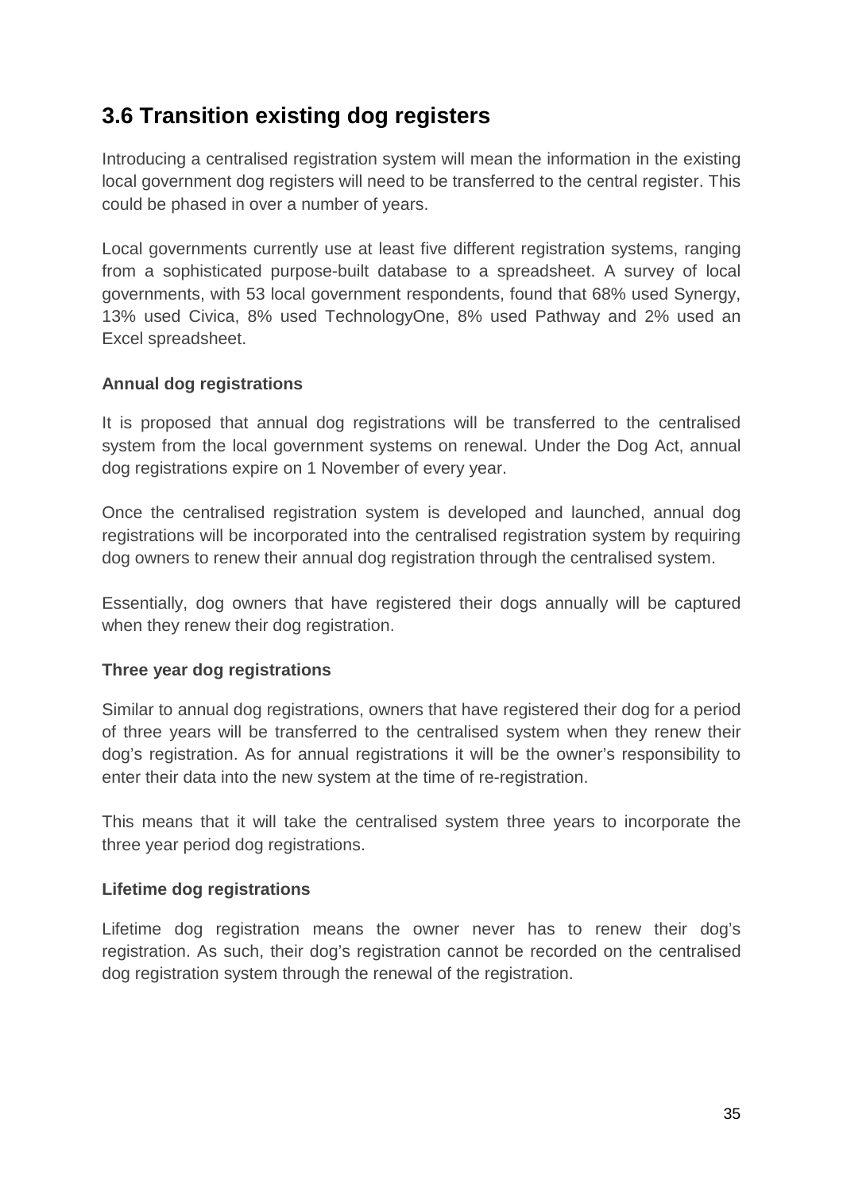## 3.6 Transition existing dog registers

Introducing a centralised registration system will mean the information in the existing local government dog registers will need to be transferred to the central register. This could be phased in over a number of years.

Local governments currently use at least five different registration systems, ranging from a sophisticated purpose-built database to a spreadsheet. A survey of local governments, with 53 local government respondents, found that 68% used Synergy, 13% used Civica, 8% used TechnologyOne, 8% used Pathway and 2% used an Excel spreadsheet.

**Annual dog registrations**

It is proposed that annual dog registrations will be transferred to the centralised system from the local government systems on renewal. Under the Dog Act, annual dog registrations expire on 1 November of every year.

Once the centralised registration system is developed and launched, annual dog registrations will be incorporated into the centralised registration system by requiring dog owners to renew their annual dog registration through the centralised system.

Essentially, dog owners that have registered their dogs annually will be captured when they renew their dog registration.

**Three year dog registrations**

Similar to annual dog registrations, owners that have registered their dog for a period of three years will be transferred to the centralised system when they renew their dog's registration. As for annual registrations it will be the owner's responsibility to enter their data into the new system at the time of re-registration.

This means that it will take the centralised system three years to incorporate the three year period dog registrations.

**Lifetime dog registrations**

Lifetime dog registration means the owner never has to renew their dog's registration. As such, their dog's registration cannot be recorded on the centralised dog registration system through the renewal of the registration.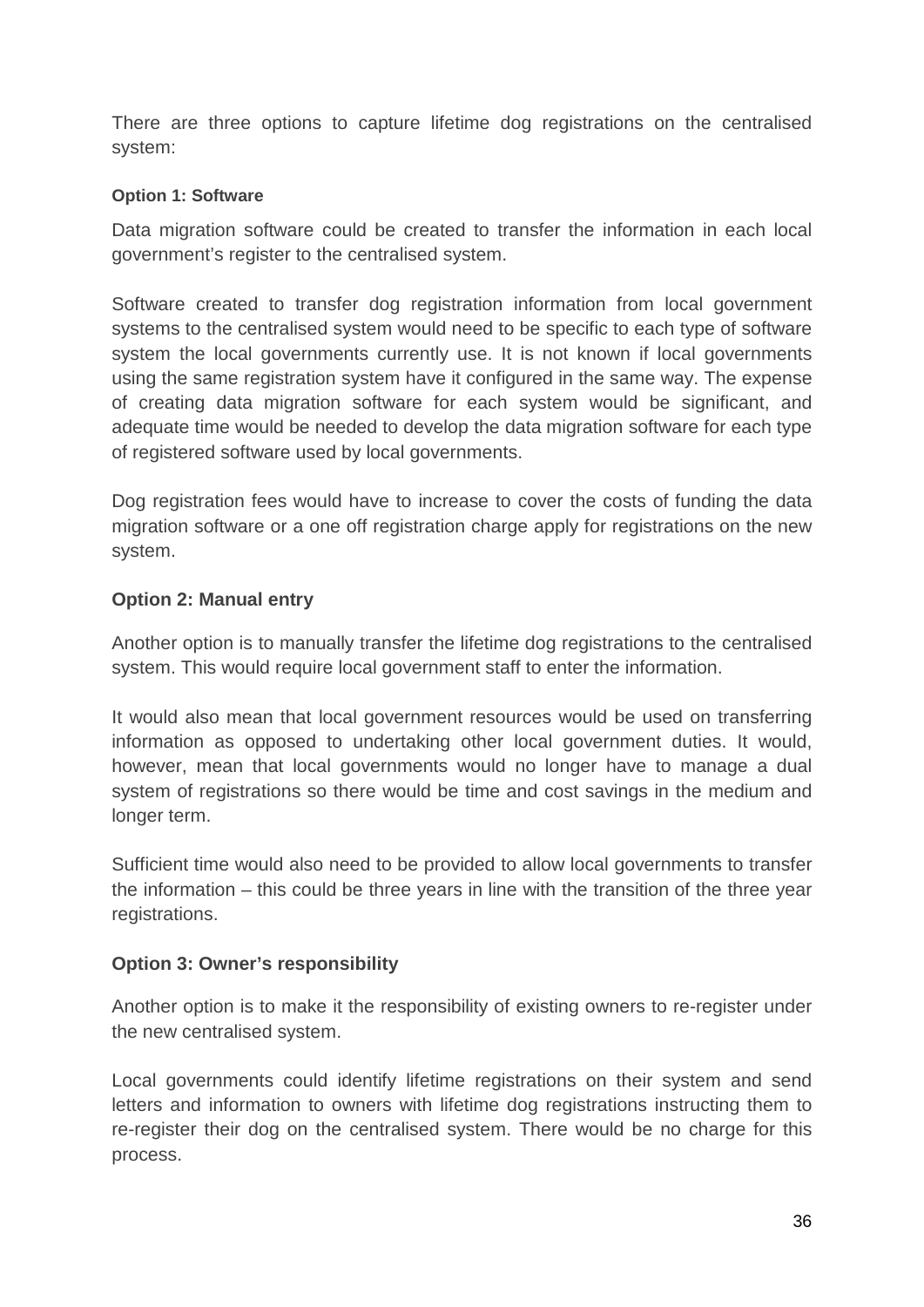There are three options to capture lifetime dog registrations on the centralised system:

**Option 1: Software**

Data migration software could be created to transfer the information in each local government's register to the centralised system.

Software created to transfer dog registration information from local government systems to the centralised system would need to be specific to each type of software system the local governments currently use. It is not known if local governments using the same registration system have it configured in the same way. The expense of creating data migration software for each system would be significant, and adequate time would be needed to develop the data migration software for each type of registered software used by local governments.

Dog registration fees would have to increase to cover the costs of funding the data migration software or a one off registration charge apply for registrations on the new system.

**Option 2: Manual entry**

Another option is to manually transfer the lifetime dog registrations to the centralised system. This would require local government staff to enter the information.

It would also mean that local government resources would be used on transferring information as opposed to undertaking other local government duties. It would, however, mean that local governments would no longer have to manage a dual system of registrations so there would be time and cost savings in the medium and longer term.

Sufficient time would also need to be provided to allow local governments to transfer the information – this could be three years in line with the transition of the three year registrations.

**Option 3: Owner's responsibility**

Another option is to make it the responsibility of existing owners to re-register under the new centralised system.

Local governments could identify lifetime registrations on their system and send letters and information to owners with lifetime dog registrations instructing them to re-register their dog on the centralised system. There would be no charge for this process.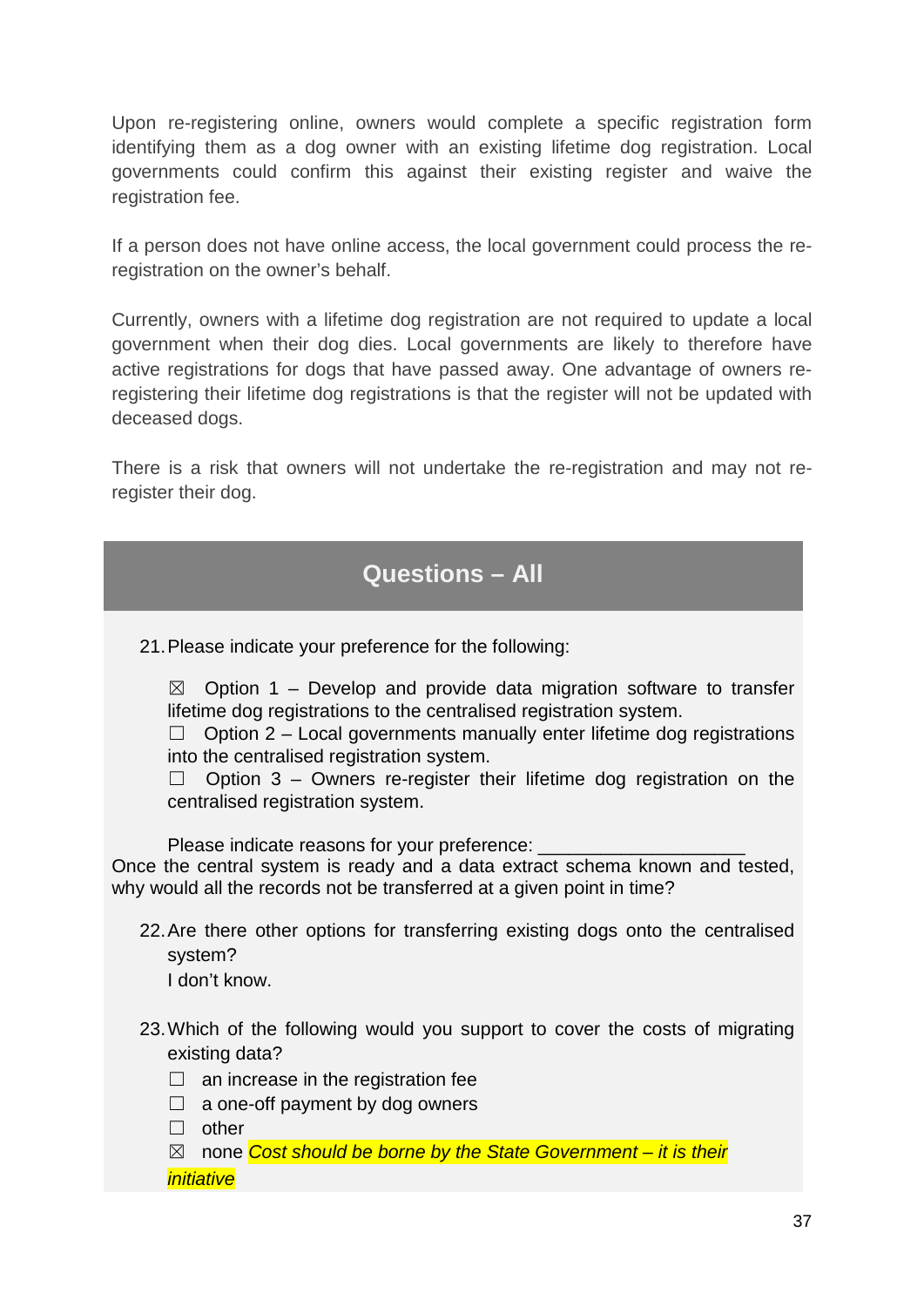Upon re-registering online, owners would complete a specific registration form identifying them as a dog owner with an existing lifetime dog registration. Local governments could confirm this against their existing register and waive the registration fee.

If a person does not have online access, the local government could process the re-registration on the owner's behalf.

Currently, owners with a lifetime dog registration are not required to update a local government when their dog dies. Local governments are likely to therefore have active registrations for dogs that have passed away. One advantage of owners re-registering their lifetime dog registrations is that the register will not be updated with deceased dogs.

There is a risk that owners will not undertake the re-registration and may not re-register their dog.

## Questions – All

21. Please indicate your preference for the following:

    ☒ Option 1 – Develop and provide data migration software to transfer lifetime dog registrations to the centralised registration system.
    ☐ Option 2 – Local governments manually enter lifetime dog registrations into the centralised registration system.
    ☐ Option 3 – Owners re-register their lifetime dog registration on the centralised registration system.

    Please indicate reasons for your preference: ____________________

Once the central system is ready and a data extract schema known and tested, why would all the records not be transferred at a given point in time?

22. Are there other options for transferring existing dogs onto the centralised system?
    I don't know.

23. Which of the following would you support to cover the costs of migrating existing data?
    ☐ an increase in the registration fee
    ☐ a one-off payment by dog owners
    ☐ other
    ☒ none *Cost should be borne by the State Government – it is their initiative*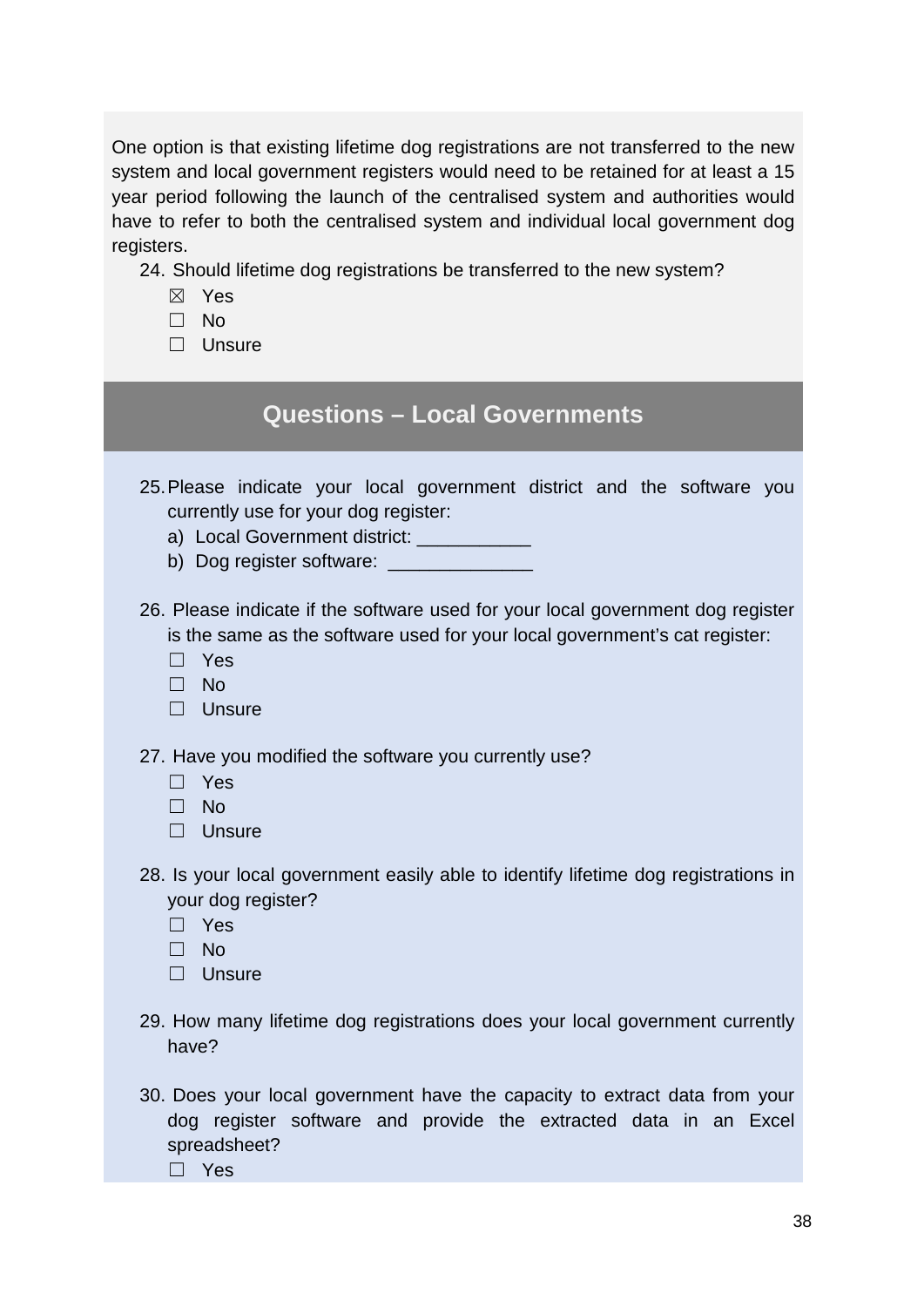One option is that existing lifetime dog registrations are not transferred to the new system and local government registers would need to be retained for at least a 15 year period following the launch of the centralised system and authorities would have to refer to both the centralised system and individual local government dog registers.

24. Should lifetime dog registrations be transferred to the new system?
    - ☒ Yes
    - ☐ No
    - ☐ Unsure

## Questions – Local Governments

25. Please indicate your local government district and the software you currently use for your dog register:
    a) Local Government district: ___________
    b) Dog register software: ______________

26. Please indicate if the software used for your local government dog register is the same as the software used for your local government's cat register:
    - ☐ Yes
    - ☐ No
    - ☐ Unsure

27. Have you modified the software you currently use?
    - ☐ Yes
    - ☐ No
    - ☐ Unsure

28. Is your local government easily able to identify lifetime dog registrations in your dog register?
    - ☐ Yes
    - ☐ No
    - ☐ Unsure

29. How many lifetime dog registrations does your local government currently have?

30. Does your local government have the capacity to extract data from your dog register software and provide the extracted data in an Excel spreadsheet?
    - ☐ Yes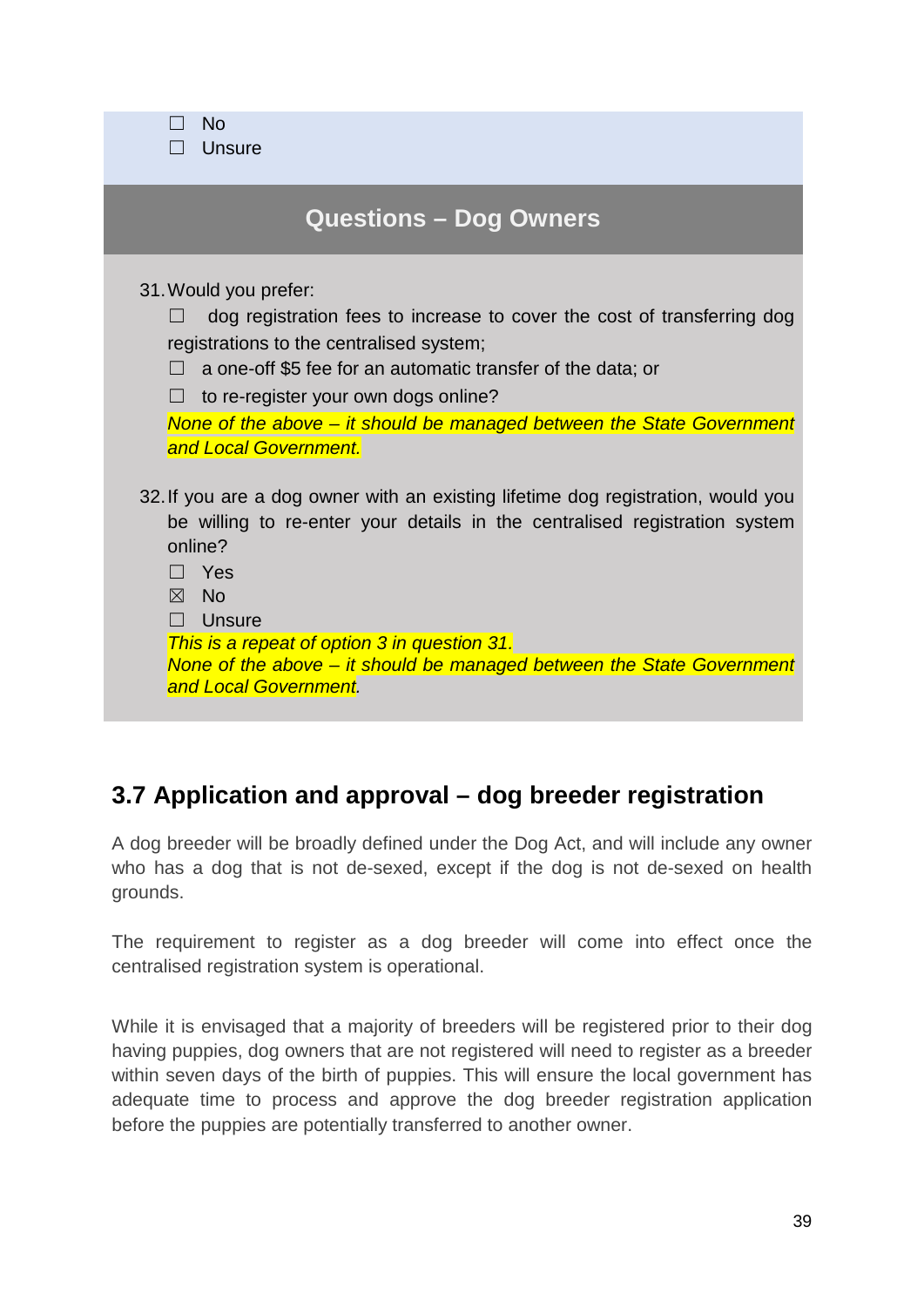☐ No
☐ Unsure

## Questions – Dog Owners

31. Would you prefer:

☐ dog registration fees to increase to cover the cost of transferring dog registrations to the centralised system;

☐ a one-off $5 fee for an automatic transfer of the data; or

☐ to re-register your own dogs online?

*None of the above – it should be managed between the State Government and Local Government.*

32. If you are a dog owner with an existing lifetime dog registration, would you be willing to re-enter your details in the centralised registration system online?

☐ Yes
☒ No
☐ Unsure

*This is a repeat of option 3 in question 31.*
*None of the above – it should be managed between the State Government and Local Government.*

## 3.7 Application and approval – dog breeder registration

A dog breeder will be broadly defined under the Dog Act, and will include any owner who has a dog that is not de-sexed, except if the dog is not de-sexed on health grounds.

The requirement to register as a dog breeder will come into effect once the centralised registration system is operational.

While it is envisaged that a majority of breeders will be registered prior to their dog having puppies, dog owners that are not registered will need to register as a breeder within seven days of the birth of puppies. This will ensure the local government has adequate time to process and approve the dog breeder registration application before the puppies are potentially transferred to another owner.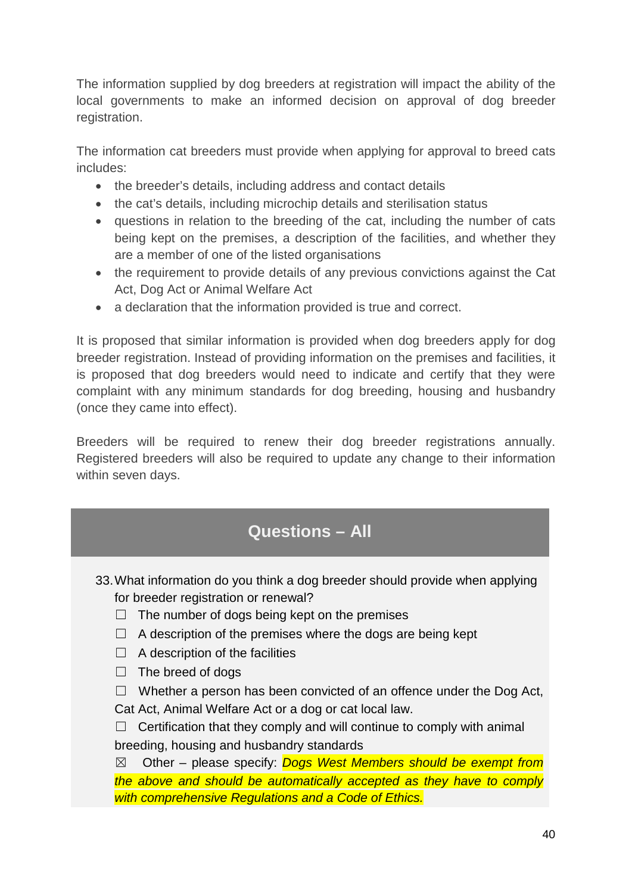The information supplied by dog breeders at registration will impact the ability of the local governments to make an informed decision on approval of dog breeder registration.

The information cat breeders must provide when applying for approval to breed cats includes:

- the breeder's details, including address and contact details
- the cat's details, including microchip details and sterilisation status
- questions in relation to the breeding of the cat, including the number of cats being kept on the premises, a description of the facilities, and whether they are a member of one of the listed organisations
- the requirement to provide details of any previous convictions against the Cat Act, Dog Act or Animal Welfare Act
- a declaration that the information provided is true and correct.

It is proposed that similar information is provided when dog breeders apply for dog breeder registration. Instead of providing information on the premises and facilities, it is proposed that dog breeders would need to indicate and certify that they were complaint with any minimum standards for dog breeding, housing and husbandry (once they came into effect).

Breeders will be required to renew their dog breeder registrations annually. Registered breeders will also be required to update any change to their information within seven days.

## Questions – All

33. What information do you think a dog breeder should provide when applying for breeder registration or renewal?

☐ The number of dogs being kept on the premises

☐ A description of the premises where the dogs are being kept

☐ A description of the facilities

☐ The breed of dogs

☐ Whether a person has been convicted of an offence under the Dog Act, Cat Act, Animal Welfare Act or a dog or cat local law.

☐ Certification that they comply and will continue to comply with animal breeding, housing and husbandry standards

☒ Other – please specify: *Dogs West Members should be exempt from the above and should be automatically accepted as they have to comply with comprehensive Regulations and a Code of Ethics.*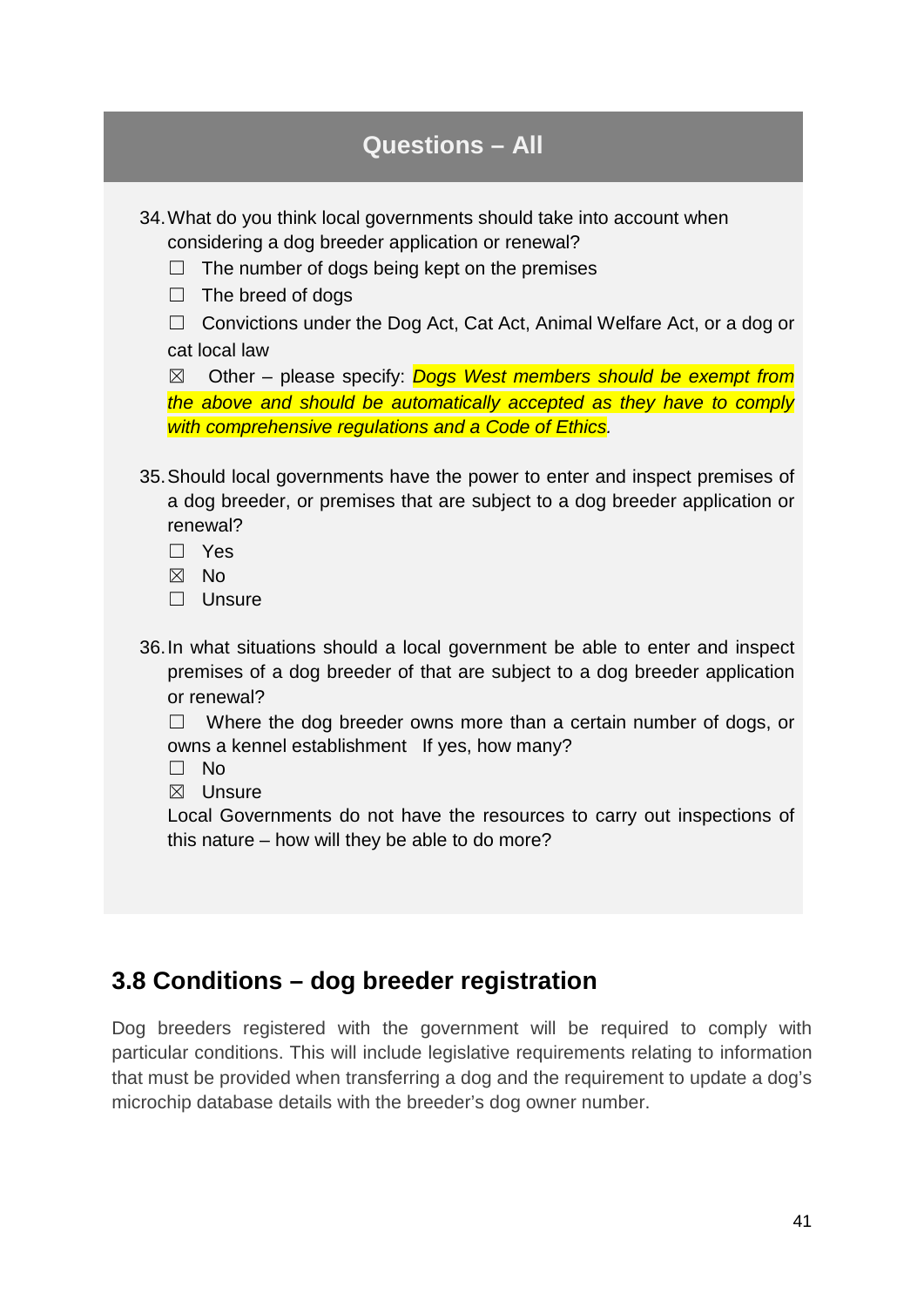## Questions – All

34. What do you think local governments should take into account when considering a dog breeder application or renewal?

    ☐ The number of dogs being kept on the premises

    ☐ The breed of dogs

    ☐ Convictions under the Dog Act, Cat Act, Animal Welfare Act, or a dog or cat local law

    ☒ Other – please specify: *Dogs West members should be exempt from the above and should be automatically accepted as they have to comply with comprehensive regulations and a Code of Ethics.*

35. Should local governments have the power to enter and inspect premises of a dog breeder, or premises that are subject to a dog breeder application or renewal?

    ☐ Yes

    ☒ No

    ☐ Unsure

36. In what situations should a local government be able to enter and inspect premises of a dog breeder of that are subject to a dog breeder application or renewal?

    ☐ Where the dog breeder owns more than a certain number of dogs, or owns a kennel establishment If yes, how many?

    ☐ No

    ☒ Unsure

    Local Governments do not have the resources to carry out inspections of this nature – how will they be able to do more?

## 3.8 Conditions – dog breeder registration

Dog breeders registered with the government will be required to comply with particular conditions. This will include legislative requirements relating to information that must be provided when transferring a dog and the requirement to update a dog's microchip database details with the breeder's dog owner number.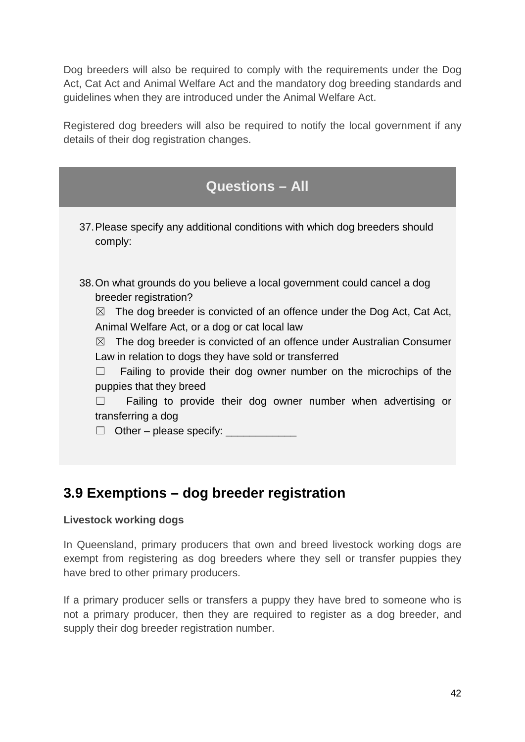Dog breeders will also be required to comply with the requirements under the Dog Act, Cat Act and Animal Welfare Act and the mandatory dog breeding standards and guidelines when they are introduced under the Animal Welfare Act.

Registered dog breeders will also be required to notify the local government if any details of their dog registration changes.

## Questions – All

37. Please specify any additional conditions with which dog breeders should comply:

38. On what grounds do you believe a local government could cancel a dog breeder registration?

    ☒ The dog breeder is convicted of an offence under the Dog Act, Cat Act, Animal Welfare Act, or a dog or cat local law

    ☒ The dog breeder is convicted of an offence under Australian Consumer Law in relation to dogs they have sold or transferred

    ☐ Failing to provide their dog owner number on the microchips of the puppies that they breed

    ☐ Failing to provide their dog owner number when advertising or transferring a dog

    ☐ Other – please specify: ____________

## 3.9 Exemptions – dog breeder registration

**Livestock working dogs**

In Queensland, primary producers that own and breed livestock working dogs are exempt from registering as dog breeders where they sell or transfer puppies they have bred to other primary producers.

If a primary producer sells or transfers a puppy they have bred to someone who is not a primary producer, then they are required to register as a dog breeder, and supply their dog breeder registration number.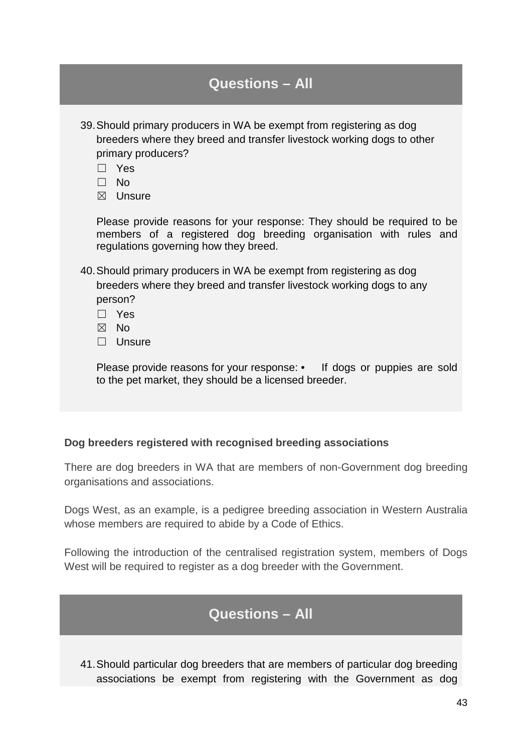## Questions – All

39. Should primary producers in WA be exempt from registering as dog breeders where they breed and transfer livestock working dogs to other primary producers?

    ☐ Yes
    ☐ No
    ☒ Unsure

    Please provide reasons for your response: They should be required to be members of a registered dog breeding organisation with rules and regulations governing how they breed.

40. Should primary producers in WA be exempt from registering as dog breeders where they breed and transfer livestock working dogs to any person?

    ☐ Yes
    ☒ No
    ☐ Unsure

    Please provide reasons for your response: • If dogs or puppies are sold to the pet market, they should be a licensed breeder.

**Dog breeders registered with recognised breeding associations**

There are dog breeders in WA that are members of non-Government dog breeding organisations and associations.

Dogs West, as an example, is a pedigree breeding association in Western Australia whose members are required to abide by a Code of Ethics.

Following the introduction of the centralised registration system, members of Dogs West will be required to register as a dog breeder with the Government.

## Questions – All

41. Should particular dog breeders that are members of particular dog breeding associations be exempt from registering with the Government as dog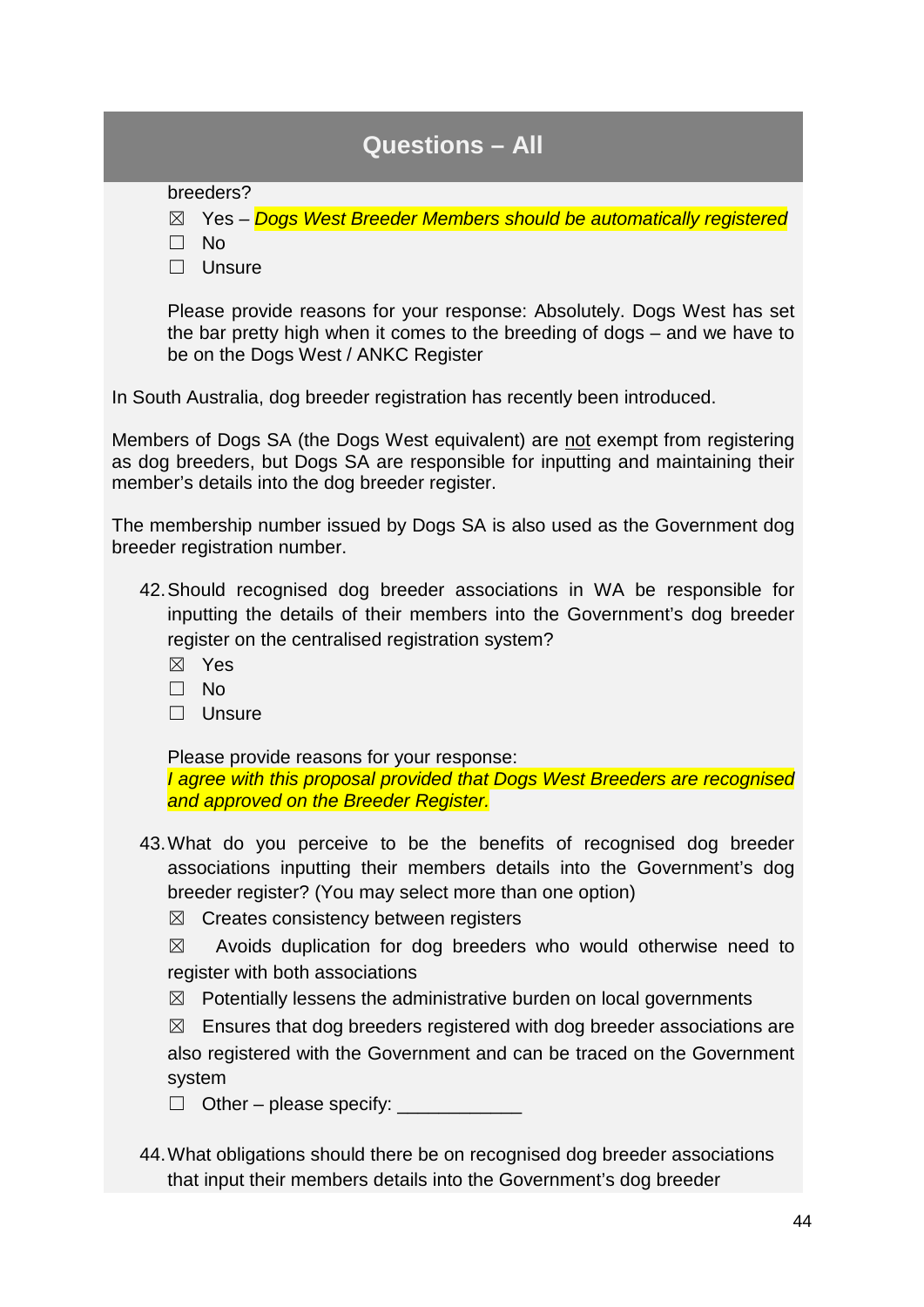## Questions – All

breeders?

☒ Yes – *Dogs West Breeder Members should be automatically registered*
☐ No
☐ Unsure

Please provide reasons for your response: Absolutely. Dogs West has set the bar pretty high when it comes to the breeding of dogs – and we have to be on the Dogs West / ANKC Register

In South Australia, dog breeder registration has recently been introduced.

Members of Dogs SA (the Dogs West equivalent) are not exempt from registering as dog breeders, but Dogs SA are responsible for inputting and maintaining their member's details into the dog breeder register.

The membership number issued by Dogs SA is also used as the Government dog breeder registration number.

42. Should recognised dog breeder associations in WA be responsible for inputting the details of their members into the Government's dog breeder register on the centralised registration system?

    ☒ Yes
    ☐ No
    ☐ Unsure

    Please provide reasons for your response:
    *I agree with this proposal provided that Dogs West Breeders are recognised and approved on the Breeder Register.*

43. What do you perceive to be the benefits of recognised dog breeder associations inputting their members details into the Government's dog breeder register? (You may select more than one option)

    ☒ Creates consistency between registers

    ☒ Avoids duplication for dog breeders who would otherwise need to register with both associations

    ☒ Potentially lessens the administrative burden on local governments

    ☒ Ensures that dog breeders registered with dog breeder associations are also registered with the Government and can be traced on the Government system

    ☐ Other – please specify: ____________

44. What obligations should there be on recognised dog breeder associations that input their members details into the Government's dog breeder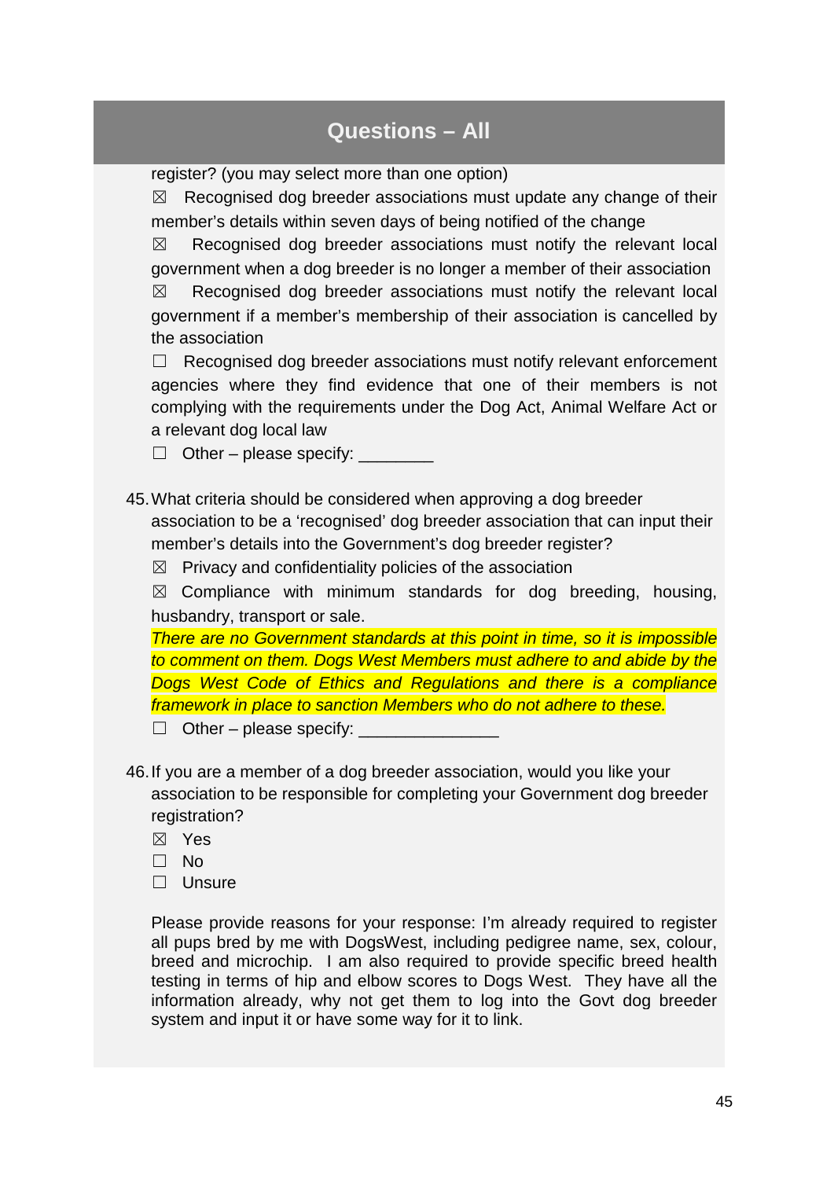## Questions – All

register? (you may select more than one option)

☒ Recognised dog breeder associations must update any change of their member's details within seven days of being notified of the change

☒ Recognised dog breeder associations must notify the relevant local government when a dog breeder is no longer a member of their association

☒ Recognised dog breeder associations must notify the relevant local government if a member's membership of their association is cancelled by the association

☐ Recognised dog breeder associations must notify relevant enforcement agencies where they find evidence that one of their members is not complying with the requirements under the Dog Act, Animal Welfare Act or a relevant dog local law

☐ Other – please specify: ________

45. What criteria should be considered when approving a dog breeder association to be a 'recognised' dog breeder association that can input their member's details into the Government's dog breeder register?

☒ Privacy and confidentiality policies of the association

☒ Compliance with minimum standards for dog breeding, housing, husbandry, transport or sale.

*There are no Government standards at this point in time, so it is impossible to comment on them. Dogs West Members must adhere to and abide by the Dogs West Code of Ethics and Regulations and there is a compliance framework in place to sanction Members who do not adhere to these.*

☐ Other – please specify: _______________

46. If you are a member of a dog breeder association, would you like your association to be responsible for completing your Government dog breeder registration?

☒ Yes

☐ No

☐ Unsure

Please provide reasons for your response: I'm already required to register all pups bred by me with DogsWest, including pedigree name, sex, colour, breed and microchip. I am also required to provide specific breed health testing in terms of hip and elbow scores to Dogs West. They have all the information already, why not get them to log into the Govt dog breeder system and input it or have some way for it to link.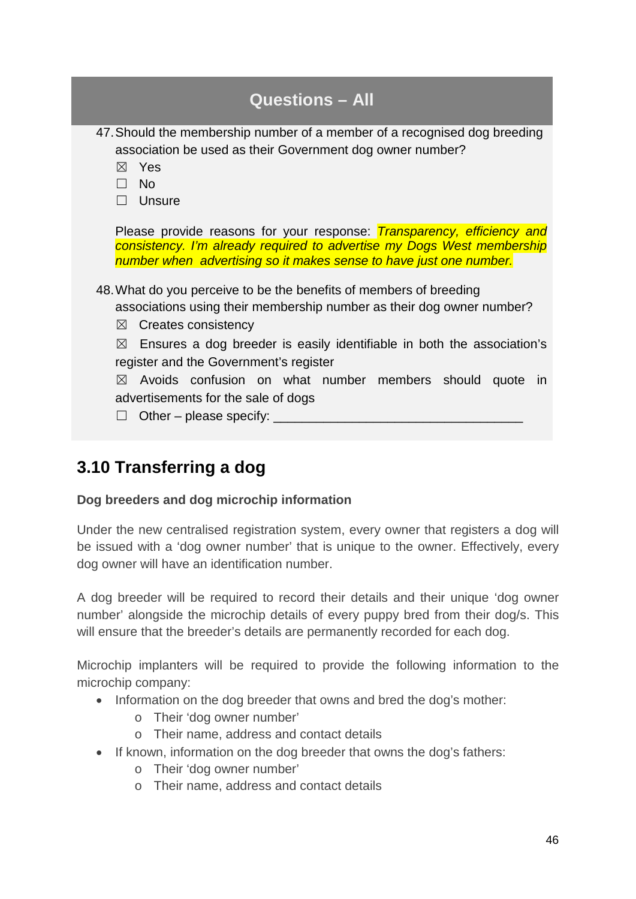## Questions – All

47. Should the membership number of a member of a recognised dog breeding association be used as their Government dog owner number?

    ☒ Yes
    ☐ No
    ☐ Unsure

    Please provide reasons for your response: *Transparency, efficiency and consistency. I'm already required to advertise my Dogs West membership number when advertising so it makes sense to have just one number.*

48. What do you perceive to be the benefits of members of breeding associations using their membership number as their dog owner number?

    ☒ Creates consistency
    ☒ Ensures a dog breeder is easily identifiable in both the association's register and the Government's register
    ☒ Avoids confusion on what number members should quote in advertisements for the sale of dogs
    ☐ Other – please specify: ___________________________________

## 3.10 Transferring a dog

**Dog breeders and dog microchip information**

Under the new centralised registration system, every owner that registers a dog will be issued with a 'dog owner number' that is unique to the owner. Effectively, every dog owner will have an identification number.

A dog breeder will be required to record their details and their unique 'dog owner number' alongside the microchip details of every puppy bred from their dog/s. This will ensure that the breeder's details are permanently recorded for each dog.

Microchip implanters will be required to provide the following information to the microchip company:

- Information on the dog breeder that owns and bred the dog's mother:
  - Their 'dog owner number'
  - Their name, address and contact details
- If known, information on the dog breeder that owns the dog's fathers:
  - Their 'dog owner number'
  - Their name, address and contact details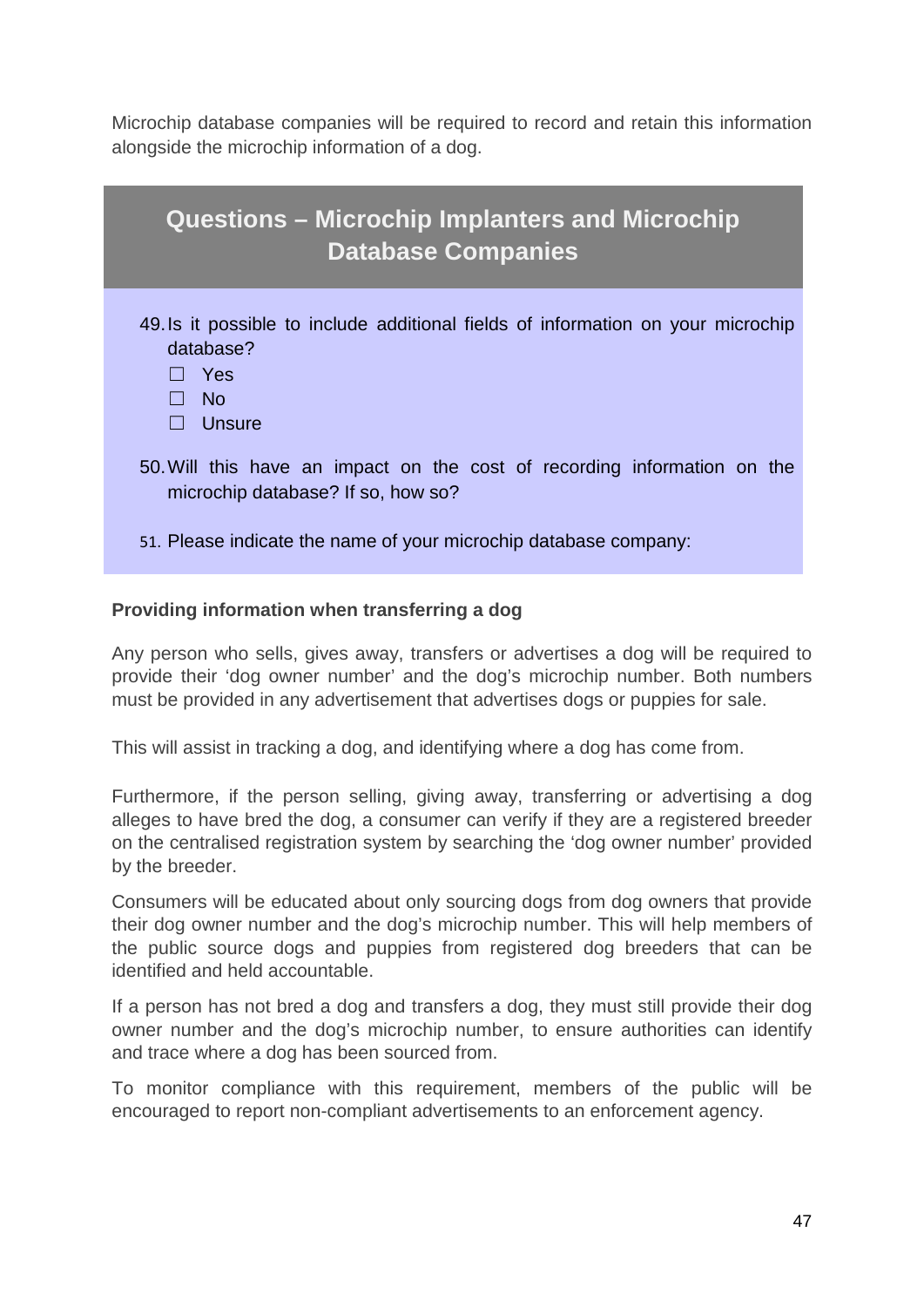Microchip database companies will be required to record and retain this information alongside the microchip information of a dog.

## Questions – Microchip Implanters and Microchip Database Companies

49. Is it possible to include additional fields of information on your microchip database?
    - ☐ Yes
    - ☐ No
    - ☐ Unsure

50. Will this have an impact on the cost of recording information on the microchip database? If so, how so?

51. Please indicate the name of your microchip database company:

**Providing information when transferring a dog**

Any person who sells, gives away, transfers or advertises a dog will be required to provide their 'dog owner number' and the dog's microchip number. Both numbers must be provided in any advertisement that advertises dogs or puppies for sale.

This will assist in tracking a dog, and identifying where a dog has come from.

Furthermore, if the person selling, giving away, transferring or advertising a dog alleges to have bred the dog, a consumer can verify if they are a registered breeder on the centralised registration system by searching the 'dog owner number' provided by the breeder.

Consumers will be educated about only sourcing dogs from dog owners that provide their dog owner number and the dog's microchip number. This will help members of the public source dogs and puppies from registered dog breeders that can be identified and held accountable.

If a person has not bred a dog and transfers a dog, they must still provide their dog owner number and the dog's microchip number, to ensure authorities can identify and trace where a dog has been sourced from.

To monitor compliance with this requirement, members of the public will be encouraged to report non-compliant advertisements to an enforcement agency.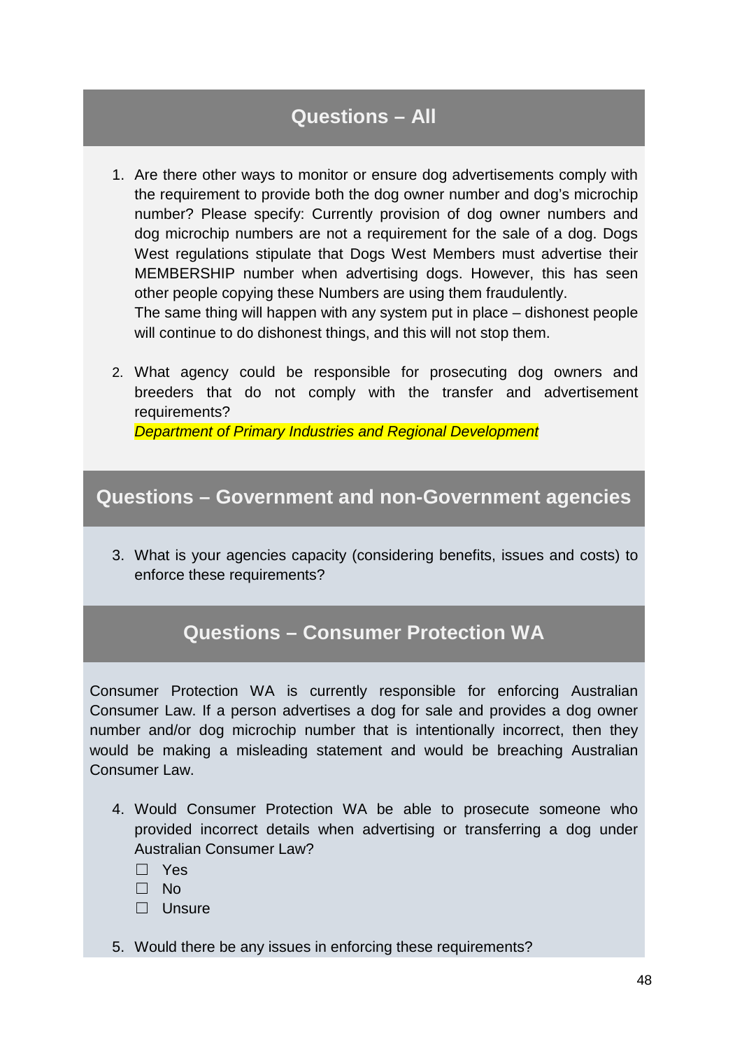## Questions – All

1. Are there other ways to monitor or ensure dog advertisements comply with the requirement to provide both the dog owner number and dog's microchip number? Please specify: Currently provision of dog owner numbers and dog microchip numbers are not a requirement for the sale of a dog. Dogs West regulations stipulate that Dogs West Members must advertise their MEMBERSHIP number when advertising dogs. However, this has seen other people copying these Numbers are using them fraudulently.
   The same thing will happen with any system put in place – dishonest people will continue to do dishonest things, and this will not stop them.

2. What agency could be responsible for prosecuting dog owners and breeders that do not comply with the transfer and advertisement requirements?
   *Department of Primary Industries and Regional Development*

## Questions – Government and non-Government agencies

3. What is your agencies capacity (considering benefits, issues and costs) to enforce these requirements?

## Questions – Consumer Protection WA

Consumer Protection WA is currently responsible for enforcing Australian Consumer Law. If a person advertises a dog for sale and provides a dog owner number and/or dog microchip number that is intentionally incorrect, then they would be making a misleading statement and would be breaching Australian Consumer Law.

4. Would Consumer Protection WA be able to prosecute someone who provided incorrect details when advertising or transferring a dog under Australian Consumer Law?
   - ☐ Yes
   - ☐ No
   - ☐ Unsure

5. Would there be any issues in enforcing these requirements?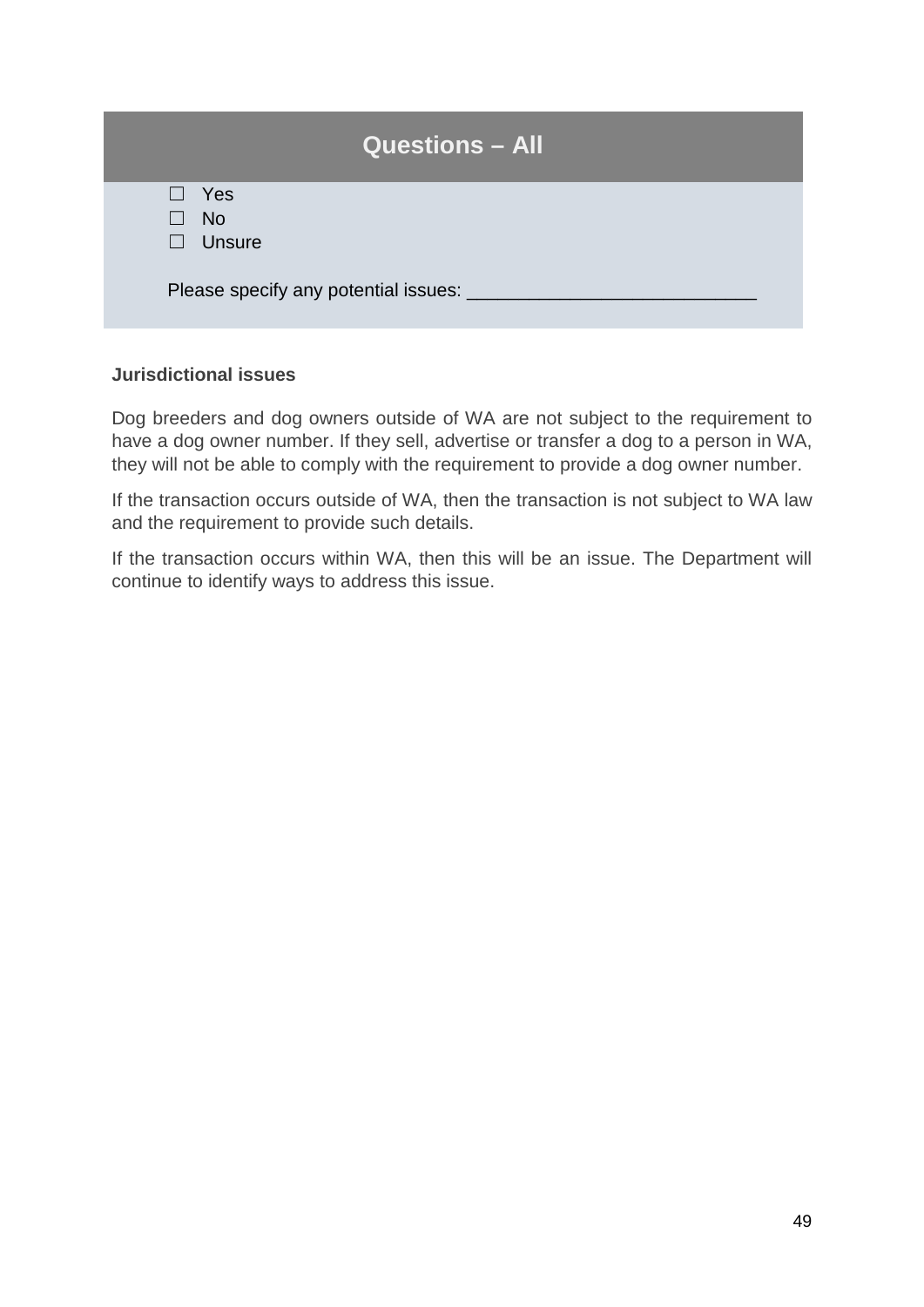## Questions – All

☐ Yes
☐ No
☐ Unsure

Please specify any potential issues: ____________________________

**Jurisdictional issues**

Dog breeders and dog owners outside of WA are not subject to the requirement to have a dog owner number. If they sell, advertise or transfer a dog to a person in WA, they will not be able to comply with the requirement to provide a dog owner number.

If the transaction occurs outside of WA, then the transaction is not subject to WA law and the requirement to provide such details.

If the transaction occurs within WA, then this will be an issue. The Department will continue to identify ways to address this issue.